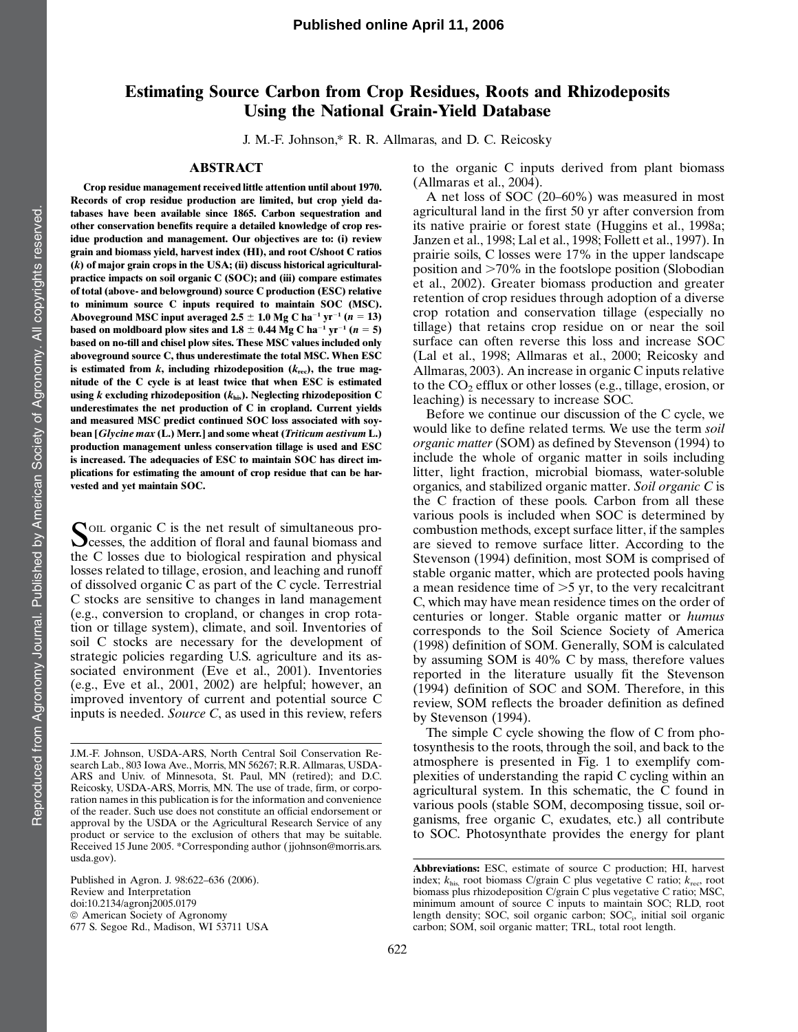# Estimating Source Carbon from Crop Residues, Roots and Rhizodeposits Using the National Grain-Yield Database

J. M.-F. Johnson,* R. R. Allmaras, and D. C. Reicosky

## ABSTRACT

**Crop residue management received little attention until about 1970. Records of crop residue production are limited, but crop yield databases have been available since 1865. Carbon sequestration and other conservation benefits require a detailed knowledge of crop residue production and management. Our objectives are to: (i) review grain and biomass yield, harvest index (HI), and root C/shoot C ratios (*k*) of major grain crops in the USA; (ii) discuss historical agricultural-practice impacts on soil organic C (SOC); and (iii) compare estimates of total (above- and belowground) source C production (ESC) relative to minimum source C inputs required to maintain SOC (MSC). Aboveground MSC input averaged 2.5 ± 1.0 Mg C ha$^{-1}$ yr$^{-1}$ ($n$ = 13) based on moldboard plow sites and 1.8 ± 0.44 Mg C ha$^{-1}$ yr$^{-1}$ ($n$ = 5) based on no-till and chisel plow sites. These MSC values included only aboveground source C, thus underestimate the total MSC. When ESC is estimated from *k*, including rhizodeposition ($k_{rec}$), the true magnitude of the C cycle is at least twice that when ESC is estimated using *k* excluding rhizodeposition ($k_{his}$). Neglecting rhizodeposition C underestimates the net production of C in cropland. Current yields and measured MSC predict continued SOC loss associated with soybean [*Glycine max* (L.) Merr.] and some wheat (*Triticum aestivum* L.) production management unless conservation tillage is used and ESC is increased. The adequacies of ESC to maintain SOC has direct implications for estimating the amount of crop residue that can be harvested and yet maintain SOC.**

Soil organic C is the net result of simultaneous processes, the addition of floral and faunal biomass and the C losses due to biological respiration and physical losses related to tillage, erosion, and leaching and runoff of dissolved organic C as part of the C cycle. Terrestrial C stocks are sensitive to changes in land management (e.g., conversion to cropland, or changes in crop rotation or tillage system), climate, and soil. Inventories of soil C stocks are necessary for the development of strategic policies regarding U.S. agriculture and its associated environment (Eve et al., 2001). Inventories (e.g., Eve et al., 2001, 2002) are helpful; however, an improved inventory of current and potential source C inputs is needed. *Source C*, as used in this review, refers to the organic C inputs derived from plant biomass (Allmaras et al., 2004).

A net loss of SOC (20–60%) was measured in most agricultural land in the first 50 yr after conversion from its native prairie or forest state (Huggins et al., 1998a; Janzen et al., 1998; Lal et al., 1998; Follett et al., 1997). In prairie soils, C losses were 17% in the upper landscape position and >70% in the footslope position (Slobodian et al., 2002). Greater biomass production and greater retention of crop residues through adoption of a diverse crop rotation and conservation tillage (especially no tillage) that retains crop residue on or near the soil surface can often reverse this loss and increase SOC (Lal et al., 1998; Allmaras et al., 2000; Reicosky and Allmaras, 2003). An increase in organic C inputs relative to the $CO_2$ efflux or other losses (e.g., tillage, erosion, or leaching) is necessary to increase SOC.

Before we continue our discussion of the C cycle, we would like to define related terms. We use the term *soil organic matter* (SOM) as defined by Stevenson (1994) to include the whole of organic matter in soils including litter, light fraction, microbial biomass, water-soluble organics, and stabilized organic matter. *Soil organic C* is the C fraction of these pools. Carbon from all these various pools is included when SOC is determined by combustion methods, except surface litter, if the samples are sieved to remove surface litter. According to the Stevenson (1994) definition, most SOM is comprised of stable organic matter, which are protected pools having a mean residence time of >5 yr, to the very recalcitrant C, which may have mean residence times on the order of centuries or longer. Stable organic matter or *humus* corresponds to the Soil Science Society of America (1998) definition of SOM. Generally, SOM is calculated by assuming SOM is 40% C by mass, therefore values reported in the literature usually fit the Stevenson (1994) definition of SOC and SOM. Therefore, in this review, SOM reflects the broader definition as defined by Stevenson (1994).

The simple C cycle showing the flow of C from photosynthesis to the roots, through the soil, and back to the atmosphere is presented in Fig. 1 to exemplify complexities of understanding the rapid C cycling within an agricultural system. In this schematic, the C found in various pools (stable SOM, decomposing tissue, soil organisms, free organic C, exudates, etc.) all contribute to SOC. Photosynthate provides the energy for plant

J.M.-F. Johnson, USDA-ARS, North Central Soil Conservation Research Lab., 803 Iowa Ave., Morris, MN 56267; R.R. Allmaras, USDA-ARS and Univ. of Minnesota, St. Paul, MN (retired); and D.C. Reicosky, USDA-ARS, Morris, MN. The use of trade, firm, or corporation names in this publication is for the information and convenience of the reader. Such use does not constitute an official endorsement or approval by the USDA or the Agricultural Research Service of any product or service to the exclusion of others that may be suitable. Received 15 June 2005. *Corresponding author (jjohnson@morris.ars.usda.gov).

Published in Agron. J. 98:622–636 (2006).
Review and Interpretation
doi:10.2134/agronj2005.0179
© American Society of Agronomy
677 S. Segoe Rd., Madison, WI 53711 USA

**Abbreviations:** ESC, estimate of source C production; HI, harvest index; $k_{his}$, root biomass C/grain C plus vegetative C ratio; $k_{rec}$, root biomass plus rhizodeposition C/grain C plus vegetative C ratio; MSC, minimum amount of source C inputs to maintain SOC; RLD, root length density; SOC, soil organic carbon; SOC$_i$, initial soil organic carbon; SOM, soil organic matter; TRL, total root length.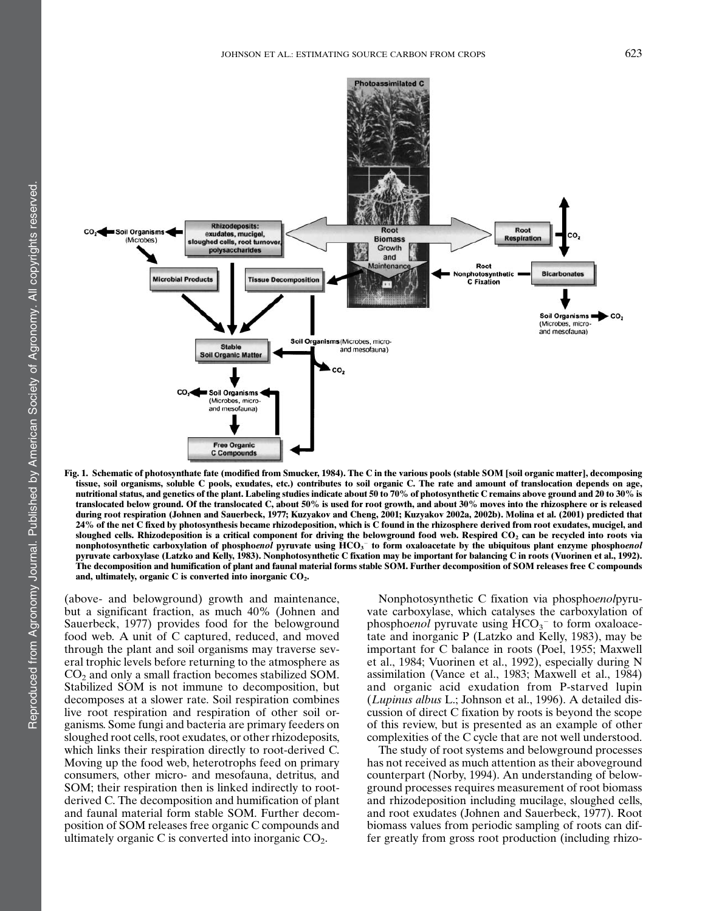Fig. 1. Schematic of photosynthate fate (modified from Smucker, 1984). The C in the various pools (stable SOM [soil organic matter], decomposing tissue, soil organisms, soluble C pools, exudates, etc.) contributes to soil organic C. The rate and amount of translocation depends on age, nutritional status, and genetics of the plant. Labeling studies indicate about 50 to 70% of photosynthetic C remains above ground and 20 to 30% is translocated below ground. Of the translocated C, about 50% is used for root growth, and about 30% moves into the rhizosphere or is released during root respiration (Johnen and Sauerbeck, 1977; Kuzyakov and Cheng, 2001; Kuzyakov 2002a, 2002b). Molina et al. (2001) predicted that 24% of the net C fixed by photosynthesis became rhizodeposition, which is C found in the rhizosphere derived from root exudates, mucigel, and sloughed cells. Rhizodeposition is a critical component for driving the belowground food web. Respired $CO_2$ can be recycled into roots via nonphotosynthetic carboxylation of phospho*enol* pyruvate using $HCO_3^-$ to form oxaloacetate by the ubiquitous plant enzyme phospho*enol* pyruvate carboxylase (Latzko and Kelly, 1983). Nonphotosynthetic C fixation may be important for balancing C in roots (Vuorinen et al., 1992). The decomposition and humification of plant and faunal material forms stable SOM. Further decomposition of SOM releases free C compounds and, ultimately, organic C is converted into inorganic $CO_2$.

(above- and belowground) growth and maintenance, but a significant fraction, as much 40% (Johnen and Sauerbeck, 1977) provides food for the belowground food web. A unit of C captured, reduced, and moved through the plant and soil organisms may traverse several trophic levels before returning to the atmosphere as $CO_2$ and only a small fraction becomes stabilized SOM. Stabilized SOM is not immune to decomposition, but decomposes at a slower rate. Soil respiration combines live root respiration and respiration of other soil organisms. Some fungi and bacteria are primary feeders on sloughed root cells, root exudates, or other rhizodeposits, which links their respiration directly to root-derived C. Moving up the food web, heterotrophs feed on primary consumers, other micro- and mesofauna, detritus, and SOM; their respiration then is linked indirectly to root-derived C. The decomposition and humification of plant and faunal material form stable SOM. Further decomposition of SOM releases free organic C compounds and ultimately organic C is converted into inorganic $CO_2$.

Nonphotosynthetic C fixation via phospho*enol*pyruvate carboxylase, which catalyses the carboxylation of phospho*enol* pyruvate using $HCO_3^-$ to form oxaloacetate and inorganic P (Latzko and Kelly, 1983), may be important for C balance in roots (Poel, 1955; Maxwell et al., 1984; Vuorinen et al., 1992), especially during N assimilation (Vance et al., 1983; Maxwell et al., 1984) and organic acid exudation from P-starved lupin (*Lupinus albus* L.; Johnson et al., 1996). A detailed discussion of direct C fixation by roots is beyond the scope of this review, but is presented as an example of other complexities of the C cycle that are not well understood.

The study of root systems and belowground processes has not received as much attention as their aboveground counterpart (Norby, 1994). An understanding of belowground processes requires measurement of root biomass and rhizodeposition including mucilage, sloughed cells, and root exudates (Johnen and Sauerbeck, 1977). Root biomass values from periodic sampling of roots can differ greatly from gross root production (including rhizo-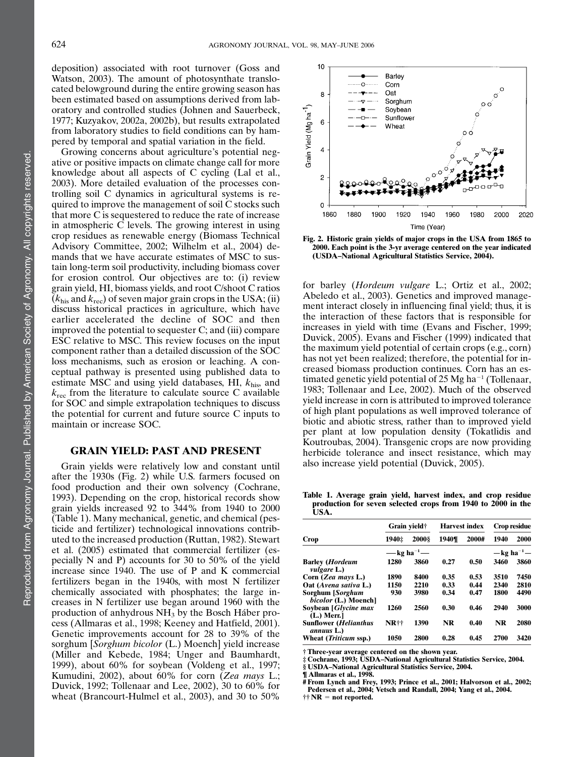deposition) associated with root turnover (Goss and Watson, 2003). The amount of photosynthate translocated belowground during the entire growing season has been estimated based on assumptions derived from laboratory and controlled studies (Johnen and Sauerbeck, 1977; Kuzyakov, 2002a, 2002b), but results extrapolated from laboratory studies to field conditions can by hampered by temporal and spatial variation in the field.

Growing concerns about agriculture's potential negative or positive impacts on climate change call for more knowledge about all aspects of C cycling (Lal et al., 2003). More detailed evaluation of the processes controlling soil C dynamics in agricultural systems is required to improve the management of soil C stocks such that more C is sequestered to reduce the rate of increase in atmospheric C levels. The growing interest in using crop residues as renewable energy (Biomass Technical Advisory Committee, 2002; Wilhelm et al., 2004) demands that we have accurate estimates of MSC to sustain long-term soil productivity, including biomass cover for erosion control. Our objectives are to: (i) review grain yield, HI, biomass yields, and root C/shoot C ratios ($k_{his}$ and $k_{rec}$) of seven major grain crops in the USA; (ii) discuss historical practices in agriculture, which have earlier accelerated the decline of SOC and then improved the potential to sequester C; and (iii) compare ESC relative to MSC. This review focuses on the input component rather than a detailed discussion of the SOC loss mechanisms, such as erosion or leaching. A conceptual pathway is presented using published data to estimate MSC and using yield databases, HI, $k_{his}$, and $k_{rec}$ from the literature to calculate source C available for SOC and simple extrapolation techniques to discuss the potential for current and future source C inputs to maintain or increase SOC.

## GRAIN YIELD: PAST AND PRESENT

Grain yields were relatively low and constant until after the 1930s (Fig. 2) while U.S. farmers focused on food production and their own solvency (Cochrane, 1993). Depending on the crop, historical records show grain yields increased 92 to 344% from 1940 to 2000 (Table 1). Many mechanical, genetic, and chemical (pesticide and fertilizer) technological innovations contributed to the increased production (Ruttan, 1982). Stewart et al. (2005) estimated that commercial fertilizer (especially N and P) accounts for 30 to 50% of the yield increase since 1940. The use of P and K commercial fertilizers began in the 1940s, with most N fertilizer chemically associated with phosphates; the large increases in N fertilizer use began around 1960 with the production of anhydrous $NH_3$ by the Bosch Háber process (Allmaras et al., 1998; Keeney and Hatfield, 2001). Genetic improvements account for 28 to 39% of the sorghum [*Sorghum bicolor* (L.) Moench] yield increase (Miller and Kebede, 1984; Unger and Baumhardt, 1999), about 60% for soybean (Voldeng et al., 1997; Kumudini, 2002), about 60% for corn (*Zea mays* L.; Duvick, 1992; Tollenaar and Lee, 2002), 30 to 60% for wheat (Brancourt-Hulmel et al., 2003), and 30 to 50% for barley (*Hordeum vulgare* L.; Ortiz et al., 2002; Abeledo et al., 2003). Genetics and improved management interact closely in influencing final yield; thus, it is the interaction of these factors that is responsible for increases in yield with time (Evans and Fischer, 1999; Duvick, 2005). Evans and Fischer (1999) indicated that the maximum yield potential of certain crops (e.g., corn) has not yet been realized; therefore, the potential for increased biomass production continues. Corn has an estimated genetic yield potential of 25 Mg ha$^{-1}$ (Tollenaar, 1983; Tollenaar and Lee, 2002). Much of the observed yield increase in corn is attributed to improved tolerance of high plant populations as well improved tolerance of biotic and abiotic stress, rather than to improved yield per plant at low population density (Tokatlidis and Koutroubas, 2004). Transgenic crops are now providing herbicide tolerance and insect resistance, which may also increase yield potential (Duvick, 2005).

**Fig. 2. Historic grain yields of major crops in the USA from 1865 to 2000. Each point is the 3-yr average centered on the year indicated (USDA–National Agricultural Statistics Service, 2004).**

**Table 1. Average grain yield, harvest index, and crop residue production for seven selected crops from 1940 to 2000 in the USA.**

| Crop | Grain yield† | | Harvest index | | Crop residue | |
|---|---|---|---|---|---|---|
| | 1940‡ | 2000§ | 1940¶ | 2000# | 1940 | 2000 |
| | —kg ha$^{-1}$— | | | | —kg ha$^{-1}$— | |
| **Barley (*Hordeum vulgare* L.)** | 1280 | 3860 | 0.27 | 0.50 | 3460 | 3860 |
| **Corn (*Zea mays* L.)** | 1890 | 8400 | 0.35 | 0.53 | 3510 | 7450 |
| **Oat (*Avena sativa* L.)** | 1150 | 2210 | 0.33 | 0.44 | 2340 | 2810 |
| **Sorghum [*Sorghum bicolor* (L.) Moench]** | 930 | 3980 | 0.34 | 0.47 | 1800 | 4490 |
| **Soybean [*Glycine max* (L.) Merr.]** | 1260 | 2560 | 0.30 | 0.46 | 2940 | 3000 |
| **Sunflower (*Helianthus annuus* L.)** | NR†† | 1390 | NR | 0.40 | NR | 2080 |
| **Wheat (*Triticum* ssp.)** | 1050 | 2800 | 0.28 | 0.45 | 2700 | 3420 |

† Three-year average centered on the shown year.
‡ Cochrane, 1993; USDA–National Agricultural Statistics Service, 2004.
§ USDA–National Agricultural Statistics Service, 2004.
¶ Allmaras et al., 1998.
# From Lynch and Frey, 1993; Prince et al., 2001; Halvorson et al., 2002; Pedersen et al., 2004; Vetsch and Randall, 2004; Yang et al., 2004.
†† NR = not reported.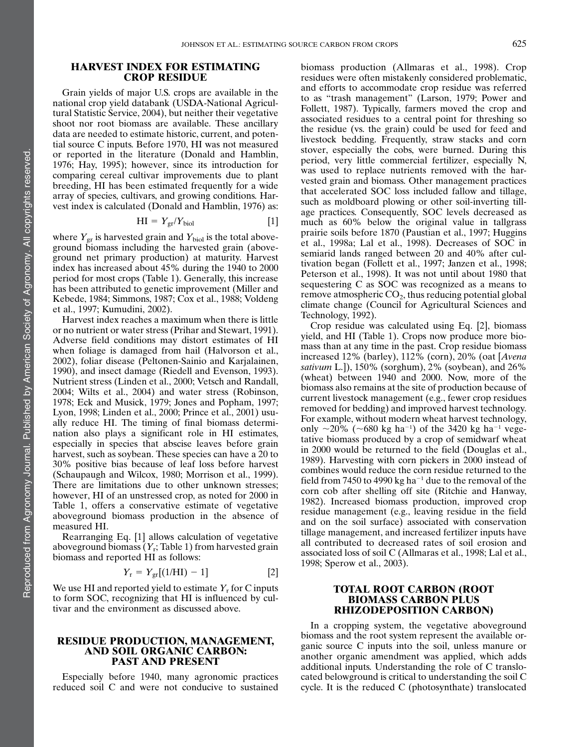## HARVEST INDEX FOR ESTIMATING CROP RESIDUE

Grain yields of major U.S. crops are available in the national crop yield databank (USDA-National Agricultural Statistic Service, 2004), but neither their vegetative shoot nor root biomass are available. These ancillary data are needed to estimate historic, current, and potential source C inputs. Before 1970, HI was not measured or reported in the literature (Donald and Hamblin, 1976; Hay, 1995); however, since its introduction for comparing cereal cultivar improvements due to plant breeding, HI has been estimated frequently for a wide array of species, cultivars, and growing conditions. Harvest index is calculated (Donald and Hamblin, 1976) as:

$$\mathrm{HI} = Y_{gr}/Y_{biol} \qquad [1]$$

where $Y_{gr}$ is harvested grain and $Y_{biol}$ is the total aboveground biomass including the harvested grain (aboveground net primary production) at maturity. Harvest index has increased about 45% during the 1940 to 2000 period for most crops (Table 1). Generally, this increase has been attributed to genetic improvement (Miller and Kebede, 1984; Simmons, 1987; Cox et al., 1988; Voldeng et al., 1997; Kumudini, 2002).

Harvest index reaches a maximum when there is little or no nutrient or water stress (Prihar and Stewart, 1991). Adverse field conditions may distort estimates of HI when foliage is damaged from hail (Halvorson et al., 2002), foliar disease (Peltonen-Sainio and Karjalainen, 1990), and insect damage (Riedell and Evenson, 1993). Nutrient stress (Linden et al., 2000; Vetsch and Randall, 2004; Wilts et al., 2004) and water stress (Robinson, 1978; Eck and Musick, 1979; Jones and Popham, 1997; Lyon, 1998; Linden et al., 2000; Prince et al., 2001) usually reduce HI. The timing of final biomass determination also plays a significant role in HI estimates, especially in species that abscise leaves before grain harvest, such as soybean. These species can have a 20 to 30% positive bias because of leaf loss before harvest (Schaupaugh and Wilcox, 1980; Morrison et al., 1999). There are limitations due to other unknown stresses; however, HI of an unstressed crop, as noted for 2000 in Table 1, offers a conservative estimate of vegetative aboveground biomass production in the absence of measured HI.

Rearranging Eq. [1] allows calculation of vegetative aboveground biomass ($Y_r$; Table 1) from harvested grain biomass and reported HI as follows:

$$Y_r = Y_{gr}[(1/\mathrm{HI}) - 1] \qquad [2]$$

We use HI and reported yield to estimate $Y_r$ for C inputs to form SOC, recognizing that HI is influenced by cultivar and the environment as discussed above.

## RESIDUE PRODUCTION, MANAGEMENT, AND SOIL ORGANIC CARBON: PAST AND PRESENT

Especially before 1940, many agronomic practices reduced soil C and were not conducive to sustained biomass production (Allmaras et al., 1998). Crop residues were often mistakenly considered problematic, and efforts to accommodate crop residue was referred to as "trash management" (Larson, 1979; Power and Follett, 1987). Typically, farmers moved the crop and associated residues to a central point for threshing so the residue (vs. the grain) could be used for feed and livestock bedding. Frequently, straw stacks and corn stover, especially the cobs, were burned. During this period, very little commercial fertilizer, especially N, was used to replace nutrients removed with the harvested grain and biomass. Other management practices that accelerated SOC loss included fallow and tillage, such as moldboard plowing or other soil-inverting tillage practices. Consequently, SOC levels decreased as much as 60% below the original value in tallgrass prairie soils before 1870 (Paustian et al., 1997; Huggins et al., 1998a; Lal et al., 1998). Decreases of SOC in semiarid lands ranged between 20 and 40% after cultivation began (Follett et al., 1997; Janzen et al., 1998; Peterson et al., 1998). It was not until about 1980 that sequestering C as SOC was recognized as a means to remove atmospheric $CO_2$, thus reducing potential global climate change (Council for Agricultural Sciences and Technology, 1992).

Crop residue was calculated using Eq. [2], biomass yield, and HI (Table 1). Crops now produce more biomass than at any time in the past. Crop residue biomass increased 12% (barley), 112% (corn), 20% (oat [*Avena sativum* L.]), 150% (sorghum), 2% (soybean), and 26% (wheat) between 1940 and 2000. Now, more of the biomass also remains at the site of production because of current livestock management (e.g., fewer crop residues removed for bedding) and improved harvest technology. For example, without modern wheat harvest technology, only ~20% (~680 kg ha$^{-1}$) of the 3420 kg ha$^{-1}$ vegetative biomass produced by a crop of semidwarf wheat in 2000 would be returned to the field (Douglas et al., 1989). Harvesting with corn pickers in 2000 instead of combines would reduce the corn residue returned to the field from 7450 to 4990 kg ha$^{-1}$ due to the removal of the corn cob after shelling off site (Ritchie and Hanway, 1982). Increased biomass production, improved crop residue management (e.g., leaving residue in the field and on the soil surface) associated with conservation tillage management, and increased fertilizer inputs have all contributed to decreased rates of soil erosion and associated loss of soil C (Allmaras et al., 1998; Lal et al., 1998; Sperow et al., 2003).

## TOTAL ROOT CARBON (ROOT BIOMASS CARBON PLUS RHIZODEPOSITION CARBON)

In a cropping system, the vegetative aboveground biomass and the root system represent the available organic source C inputs into the soil, unless manure or another organic amendment was applied, which adds additional inputs. Understanding the role of C translocated belowground is critical to understanding the soil C cycle. It is the reduced C (photosynthate) translocated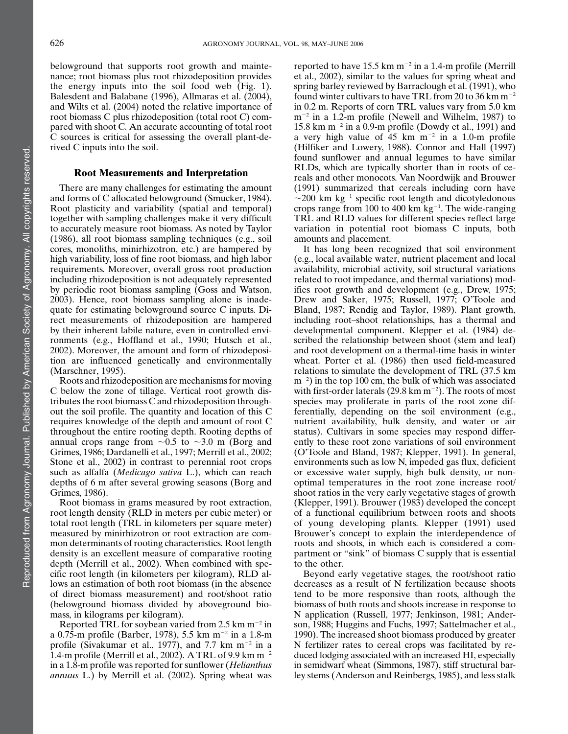belowground that supports root growth and maintenance; root biomass plus root rhizodeposition provides the energy inputs into the soil food web (Fig. 1). Balesdent and Balabane (1996), Allmaras et al. (2004), and Wilts et al. (2004) noted the relative importance of root biomass C plus rhizodeposition (total root C) compared with shoot C. An accurate accounting of total root C sources is critical for assessing the overall plant-derived C inputs into the soil.

## Root Measurements and Interpretation

There are many challenges for estimating the amount and forms of C allocated belowground (Smucker, 1984). Root plasticity and variability (spatial and temporal) together with sampling challenges make it very difficult to accurately measure root biomass. As noted by Taylor (1986), all root biomass sampling techniques (e.g., soil cores, monoliths, minirhizotron, etc.) are hampered by high variability, loss of fine root biomass, and high labor requirements. Moreover, overall gross root production including rhizodeposition is not adequately represented by periodic root biomass sampling (Goss and Watson, 2003). Hence, root biomass sampling alone is inadequate for estimating belowground source C inputs. Direct measurements of rhizodeposition are hampered by their inherent labile nature, even in controlled environments (e.g., Hoffland et al., 1990; Hutsch et al., 2002). Moreover, the amount and form of rhizodeposition are influenced genetically and environmentally (Marschner, 1995).

Roots and rhizodeposition are mechanisms for moving C below the zone of tillage. Vertical root growth distributes the root biomass C and rhizodeposition throughout the soil profile. The quantity and location of this C requires knowledge of the depth and amount of root C throughout the entire rooting depth. Rooting depths of annual crops range from ~0.5 to ~3.0 m (Borg and Grimes, 1986; Dardanelli et al., 1997; Merrill et al., 2002; Stone et al., 2002) in contrast to perennial root crops such as alfalfa (*Medicago sativa* L.), which can reach depths of 6 m after several growing seasons (Borg and Grimes, 1986).

Root biomass in grams measured by root extraction, root length density (RLD in meters per cubic meter) or total root length (TRL in kilometers per square meter) measured by minirhizotron or root extraction are common determinants of rooting characteristics. Root length density is an excellent measure of comparative rooting depth (Merrill et al., 2002). When combined with specific root length (in kilometers per kilogram), RLD allows an estimation of both root biomass (in the absence of direct biomass measurement) and root/shoot ratio (belowground biomass divided by aboveground biomass, in kilograms per kilogram).

Reported TRL for soybean varied from 2.5 km $m^{-2}$ in a 0.75-m profile (Barber, 1978), 5.5 km $m^{-2}$ in a 1.8-m profile (Sivakumar et al., 1977), and 7.7 km $m^{-2}$ in a 1.4-m profile (Merrill et al., 2002). A TRL of 9.9 km $m^{-2}$ in a 1.8-m profile was reported for sunflower (*Helianthus annuus* L.) by Merrill et al. (2002). Spring wheat was reported to have 15.5 km $m^{-2}$ in a 1.4-m profile (Merrill et al., 2002), similar to the values for spring wheat and spring barley reviewed by Barraclough et al. (1991), who found winter cultivars to have TRL from 20 to 36 km $m^{-2}$ in 0.2 m. Reports of corn TRL values vary from 5.0 km $m^{-2}$ in a 1.2-m profile (Newell and Wilhelm, 1987) to 15.8 km $m^{-2}$ in a 0.9-m profile (Dowdy et al., 1991) and a very high value of 45 km $m^{-2}$ in a 1.0-m profile (Hilfiker and Lowery, 1988). Connor and Hall (1997) found sunflower and annual legumes to have similar RLDs, which are typically shorter than in roots of cereals and other monocots. Van Noordwijk and Brouwer (1991) summarized that cereals including corn have ~200 km $kg^{-1}$ specific root length and dicotyledonous crops range from 100 to 400 km $kg^{-1}$. The wide-ranging TRL and RLD values for different species reflect large variation in potential root biomass C inputs, both amounts and placement.

It has long been recognized that soil environment (e.g., local available water, nutrient placement and local availability, microbial activity, soil structural variations related to root impedance, and thermal variations) modifies root growth and development (e.g., Drew, 1975; Drew and Saker, 1975; Russell, 1977; O'Toole and Bland, 1987; Rendig and Taylor, 1989). Plant growth, including root–shoot relationships, has a thermal and developmental component. Klepper et al. (1984) described the relationship between shoot (stem and leaf) and root development on a thermal-time basis in winter wheat. Porter et al. (1986) then used field-measured relations to simulate the development of TRL (37.5 km $m^{-2}$) in the top 100 cm, the bulk of which was associated with first-order laterals (29.8 km $m^{-2}$). The roots of most species may proliferate in parts of the root zone differentially, depending on the soil environment (e.g., nutrient availability, bulk density, and water or air status). Cultivars in some species may respond differently to these root zone variations of soil environment (O'Toole and Bland, 1987; Klepper, 1991). In general, environments such as low N, impeded gas flux, deficient or excessive water supply, high bulk density, or nonoptimal temperatures in the root zone increase root/shoot ratios in the very early vegetative stages of growth (Klepper, 1991). Brouwer (1983) developed the concept of a functional equilibrium between roots and shoots of young developing plants. Klepper (1991) used Brouwer's concept to explain the interdependence of roots and shoots, in which each is considered a compartment or "sink" of biomass C supply that is essential to the other.

Beyond early vegetative stages, the root/shoot ratio decreases as a result of N fertilization because shoots tend to be more responsive than roots, although the biomass of both roots and shoots increase in response to N application (Russell, 1977; Jenkinson, 1981; Anderson, 1988; Huggins and Fuchs, 1997; Sattelmacher et al., 1990). The increased shoot biomass produced by greater N fertilizer rates to cereal crops was facilitated by reduced lodging associated with an increased HI, especially in semidwarf wheat (Simmons, 1987), stiff structural barley stems (Anderson and Reinbergs, 1985), and less stalk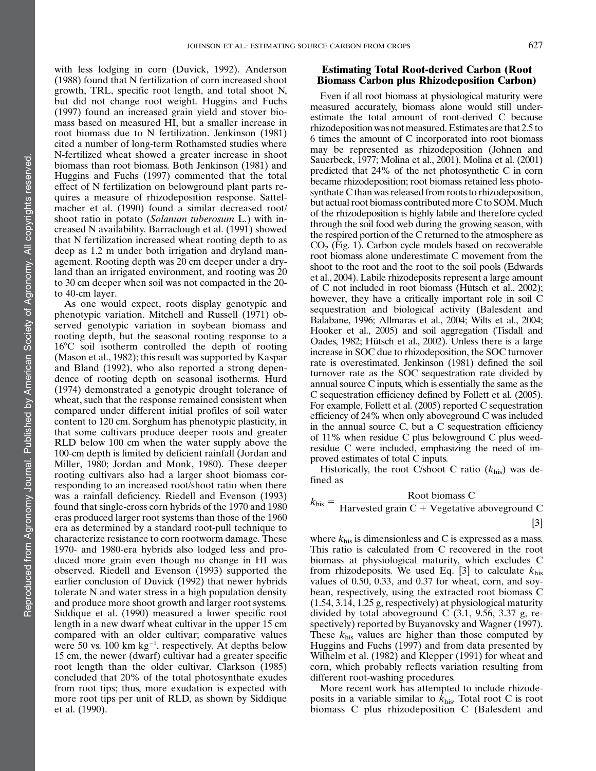with less lodging in corn (Duvick, 1992). Anderson (1988) found that N fertilization of corn increased shoot growth, TRL, specific root length, and total shoot N, but did not change root weight. Huggins and Fuchs (1997) found an increased grain yield and stover biomass based on measured HI, but a smaller increase in root biomass due to N fertilization. Jenkinson (1981) cited a number of long-term Rothamsted studies where N-fertilized wheat showed a greater increase in shoot biomass than root biomass. Both Jenkinson (1981) and Huggins and Fuchs (1997) commented that the total effect of N fertilization on belowground plant parts requires a measure of rhizodeposition response. Sattelmacher et al. (1990) found a similar decreased root/shoot ratio in potato (*Solanum tuberosum* L.) with increased N availability. Barraclough et al. (1991) showed that N fertilization increased wheat rooting depth to as deep as 1.2 m under both irrigation and dryland management. Rooting depth was 20 cm deeper under a dryland than an irrigated environment, and rooting was 20 to 30 cm deeper when soil was not compacted in the 20- to 40-cm layer.

As one would expect, roots display genotypic and phenotypic variation. Mitchell and Russell (1971) observed genotypic variation in soybean biomass and rooting depth, but the seasonal rooting response to a 16°C soil isotherm controlled the depth of rooting (Mason et al., 1982); this result was supported by Kaspar and Bland (1992), who also reported a strong dependence of rooting depth on seasonal isotherms. Hurd (1974) demonstrated a genotypic drought tolerance of wheat, such that the response remained consistent when compared under different initial profiles of soil water content to 120 cm. Sorghum has phenotypic plasticity, in that some cultivars produce deeper roots and greater RLD below 100 cm when the water supply above the 100-cm depth is limited by deficient rainfall (Jordan and Miller, 1980; Jordan and Monk, 1980). These deeper rooting cultivars also had a larger shoot biomass corresponding to an increased root/shoot ratio when there was a rainfall deficiency. Riedell and Evenson (1993) found that single-cross corn hybrids of the 1970 and 1980 eras produced larger root systems than those of the 1960 era as determined by a standard root-pull technique to characterize resistance to corn rootworm damage. These 1970- and 1980-era hybrids also lodged less and produced more grain even though no change in HI was observed. Riedell and Evenson (1993) supported the earlier conclusion of Duvick (1992) that newer hybrids tolerate N and water stress in a high population density and produce more shoot growth and larger root systems. Siddique et al. (1990) measured a lower specific root length in a new dwarf wheat cultivar in the upper 15 cm compared with an older cultivar; comparative values were 50 vs. 100 km $kg^{-1}$, respectively. At depths below 15 cm, the newer (dwarf) cultivar had a greater specific root length than the older cultivar. Clarkson (1985) concluded that 20% of the total photosynthate exudes from root tips; thus, more exudation is expected with more root tips per unit of RLD, as shown by Siddique et al. (1990).

## Estimating Total Root-derived Carbon (Root Biomass Carbon plus Rhizodeposition Carbon)

Even if all root biomass at physiological maturity were measured accurately, biomass alone would still underestimate the total amount of root-derived C because rhizodeposition was not measured. Estimates are that 2.5 to 6 times the amount of C incorporated into root biomass may be represented as rhizodeposition (Johnen and Sauerbeck, 1977; Molina et al., 2001). Molina et al. (2001) predicted that 24% of the net photosynthetic C in corn became rhizodeposition; root biomass retained less photosynthate C than was released from roots to rhizodeposition, but actual root biomass contributed more C to SOM. Much of the rhizodeposition is highly labile and therefore cycled through the soil food web during the growing season, with the respired portion of the C returned to the atmosphere as $CO_2$ (Fig. 1). Carbon cycle models based on recoverable root biomass alone underestimate C movement from the shoot to the root and the root to the soil pools (Edwards et al., 2004). Labile rhizodeposits represent a large amount of C not included in root biomass (Hütsch et al., 2002); however, they have a critically important role in soil C sequestration and biological activity (Balesdent and Balabane, 1996; Allmaras et al., 2004; Wilts et al., 2004; Hooker et al., 2005) and soil aggregation (Tisdall and Oades, 1982; Hütsch et al., 2002). Unless there is a large increase in SOC due to rhizodeposition, the SOC turnover rate is overestimated. Jenkinson (1981) defined the soil turnover rate as the SOC sequestration rate divided by annual source C inputs, which is essentially the same as the C sequestration efficiency defined by Follett et al. (2005). For example, Follett et al. (2005) reported C sequestration efficiency of 24% when only aboveground C was included in the annual source C, but a C sequestration efficiency of 11% when residue C plus belowground C plus weed-residue C were included, emphasizing the need of improved estimates of total C inputs.

Historically, the root C/shoot C ratio ($k_{his}$) was defined as

$$k_{his} = \frac{\text{Root biomass C}}{\text{Harvested grain C + Vegetative aboveground C}} \quad [3]$$

where $k_{his}$ is dimensionless and C is expressed as a mass. This ratio is calculated from C recovered in the root biomass at physiological maturity, which excludes C from rhizodeposits. We used Eq. [3] to calculate $k_{his}$ values of 0.50, 0.33, and 0.37 for wheat, corn, and soybean, respectively, using the extracted root biomass C (1.54, 3.14, 1.25 g, respectively) at physiological maturity divided by total aboveground C (3.1, 9.56, 3.37 g, respectively) reported by Buyanovsky and Wagner (1997). These $k_{his}$ values are higher than those computed by Huggins and Fuchs (1997) and from data presented by Wilhelm et al. (1982) and Klepper (1991) for wheat and corn, which probably reflects variation resulting from different root-washing procedures.

More recent work has attempted to include rhizodeposits in a variable similar to $k_{his}$. Total root C is root biomass C plus rhizodeposition C (Balesdent and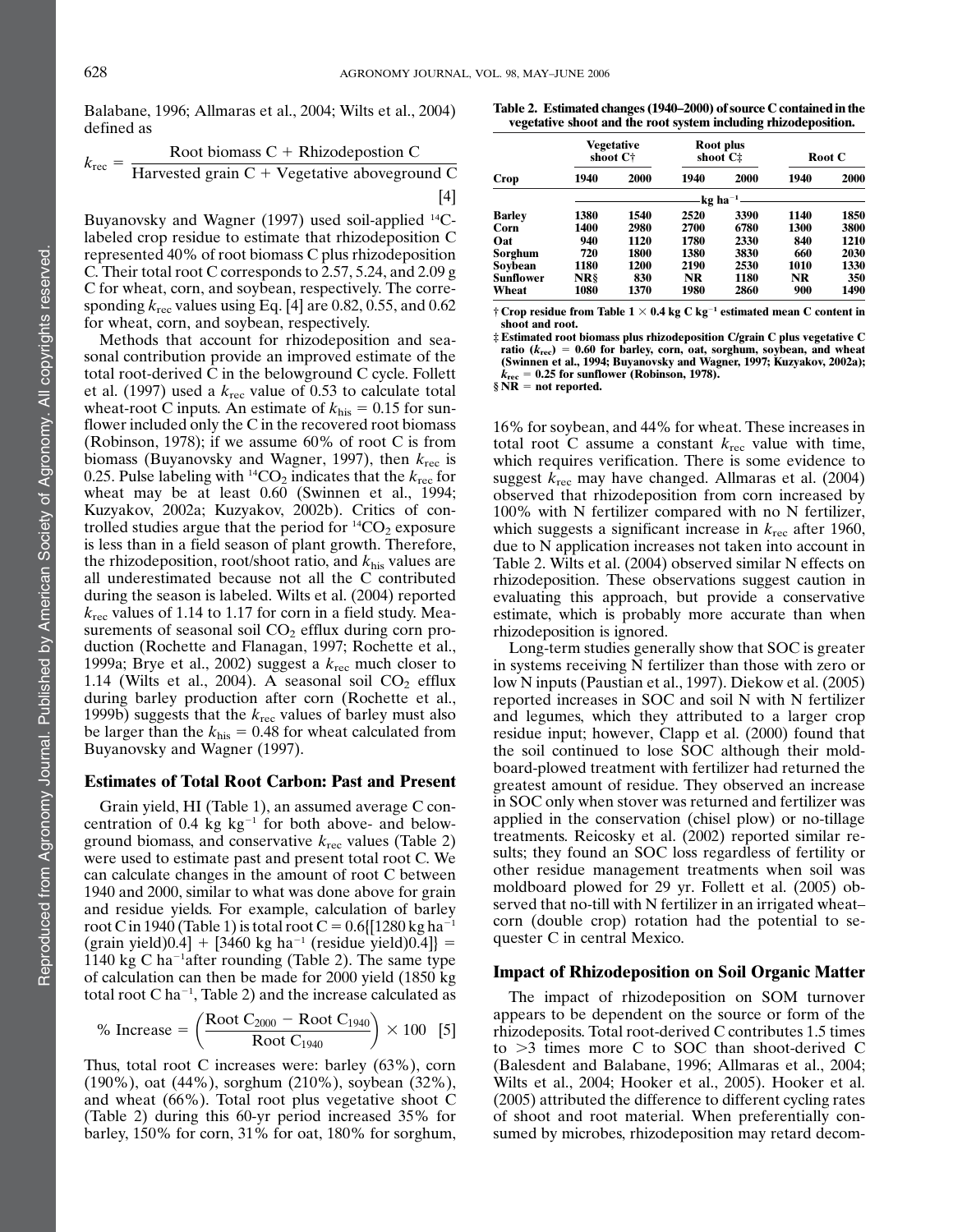Balabane, 1996; Allmaras et al., 2004; Wilts et al., 2004) defined as

$$k_{rec} = \frac{\text{Root biomass C} + \text{Rhizodepostion C}}{\text{Harvested grain C} + \text{Vegetative aboveground C}} \quad [4]$$

Buyanovsky and Wagner (1997) used soil-applied $^{14}C$-labeled crop residue to estimate that rhizodeposition C represented 40% of root biomass C plus rhizodeposition C. Their total root C corresponds to 2.57, 5.24, and 2.09 g C for wheat, corn, and soybean, respectively. The corresponding $k_{rec}$ values using Eq. [4] are 0.82, 0.55, and 0.62 for wheat, corn, and soybean, respectively.

Methods that account for rhizodeposition and seasonal contribution provide an improved estimate of the total root-derived C in the belowground C cycle. Follett et al. (1997) used a $k_{rec}$ value of 0.53 to calculate total wheat-root C inputs. An estimate of $k_{his} = 0.15$ for sunflower included only the C in the recovered root biomass (Robinson, 1978); if we assume 60% of root C is from biomass (Buyanovsky and Wagner, 1997), then $k_{rec}$ is 0.25. Pulse labeling with $^{14}CO_2$ indicates that the $k_{rec}$ for wheat may be at least 0.60 (Swinnen et al., 1994; Kuzyakov, 2002a; Kuzyakov, 2002b). Critics of controlled studies argue that the period for $^{14}CO_2$ exposure is less than in a field season of plant growth. Therefore, the rhizodeposition, root/shoot ratio, and $k_{his}$ values are all underestimated because not all the C contributed during the season is labeled. Wilts et al. (2004) reported $k_{rec}$ values of 1.14 to 1.17 for corn in a field study. Measurements of seasonal soil $CO_2$ efflux during corn production (Rochette and Flanagan, 1997; Rochette et al., 1999a; Brye et al., 2002) suggest a $k_{rec}$ much closer to 1.14 (Wilts et al., 2004). A seasonal soil $CO_2$ efflux during barley production after corn (Rochette et al., 1999b) suggests that the $k_{rec}$ values of barley must also be larger than the $k_{his} = 0.48$ for wheat calculated from Buyanovsky and Wagner (1997).

## Estimates of Total Root Carbon: Past and Present

Grain yield, HI (Table 1), an assumed average C concentration of 0.4 kg kg$^{-1}$ for both above- and belowground biomass, and conservative $k_{rec}$ values (Table 2) were used to estimate past and present total root C. We can calculate changes in the amount of root C between 1940 and 2000, similar to what was done above for grain and residue yields. For example, calculation of barley root C in 1940 (Table 1) is total root C = 0.6{[1280 kg ha$^{-1}$ (grain yield)0.4] + [3460 kg ha$^{-1}$ (residue yield)0.4]} = 1140 kg C ha$^{-1}$after rounding (Table 2). The same type of calculation can then be made for 2000 yield (1850 kg total root C ha$^{-1}$, Table 2) and the increase calculated as

$$\%\ \text{Increase} = \left(\frac{\text{Root C}_{2000} - \text{Root C}_{1940}}{\text{Root C}_{1940}}\right) \times 100 \quad [5]$$

Thus, total root C increases were: barley (63%), corn (190%), oat (44%), sorghum (210%), soybean (32%), and wheat (66%). Total root plus vegetative shoot C (Table 2) during this 60-yr period increased 35% for barley, 150% for corn, 31% for oat, 180% for sorghum, 16% for soybean, and 44% for wheat. These increases in total root C assume a constant $k_{rec}$ value with time, which requires verification. There is some evidence to suggest $k_{rec}$ may have changed. Allmaras et al. (2004) observed that rhizodeposition from corn increased by 100% with N fertilizer compared with no N fertilizer, which suggests a significant increase in $k_{rec}$ after 1960, due to N application increases not taken into account in Table 2. Wilts et al. (2004) observed similar N effects on rhizodeposition. These observations suggest caution in evaluating this approach, but provide a conservative estimate, which is probably more accurate than when rhizodeposition is ignored.

Long-term studies generally show that SOC is greater in systems receiving N fertilizer than those with zero or low N inputs (Paustian et al., 1997). Diekow et al. (2005) reported increases in SOC and soil N with N fertilizer and legumes, which they attributed to a larger crop residue input; however, Clapp et al. (2000) found that the soil continued to lose SOC although their moldboard-plowed treatment with fertilizer had returned the greatest amount of residue. They observed an increase in SOC only when stover was returned and fertilizer was applied in the conservation (chisel plow) or no-tillage treatments. Reicosky et al. (2002) reported similar results; they found an SOC loss regardless of fertility or other residue management treatments when soil was moldboard plowed for 29 yr. Follett et al. (2005) observed that no-till with N fertilizer in an irrigated wheat–corn (double crop) rotation had the potential to sequester C in central Mexico.

**Table 2. Estimated changes (1940–2000) of source C contained in the vegetative shoot and the root system including rhizodeposition.**

| Crop | Vegetative shoot C† | | Root plus shoot C‡ | | Root C | |
|---|---|---|---|---|---|---|
| | 1940 | 2000 | 1940 | 2000 | 1940 | 2000 |
| | kg ha$^{-1}$ | | | | | |
| Barley | 1380 | 1540 | 2520 | 3390 | 1140 | 1850 |
| Corn | 1400 | 2980 | 2700 | 6780 | 1300 | 3800 |
| Oat | 940 | 1120 | 1780 | 2330 | 840 | 1210 |
| Sorghum | 720 | 1800 | 1380 | 3830 | 660 | 2030 |
| Soybean | 1180 | 1200 | 2190 | 2530 | 1010 | 1330 |
| Sunflower | NR§ | 830 | NR | 1180 | NR | 350 |
| Wheat | 1080 | 1370 | 1980 | 2860 | 900 | 1490 |

† Crop residue from Table 1 × 0.4 kg C kg$^{-1}$ estimated mean C content in shoot and root.

‡ Estimated root biomass plus rhizodeposition C/grain C plus vegetative C ratio ($k_{rec}$) = 0.60 for barley, corn, oat, sorghum, soybean, and wheat (Swinnen et al., 1994; Buyanovsky and Wagner, 1997; Kuzyakov, 2002a); $k_{rec}$ = 0.25 for sunflower (Robinson, 1978).

§ NR = not reported.

## Impact of Rhizodeposition on Soil Organic Matter

The impact of rhizodeposition on SOM turnover appears to be dependent on the source or form of the rhizodeposits. Total root-derived C contributes 1.5 times to >3 times more C to SOC than shoot-derived C (Balesdent and Balabane, 1996; Allmaras et al., 2004; Wilts et al., 2004; Hooker et al., 2005). Hooker et al. (2005) attributed the difference to different cycling rates of shoot and root material. When preferentially consumed by microbes, rhizodeposition may retard decom-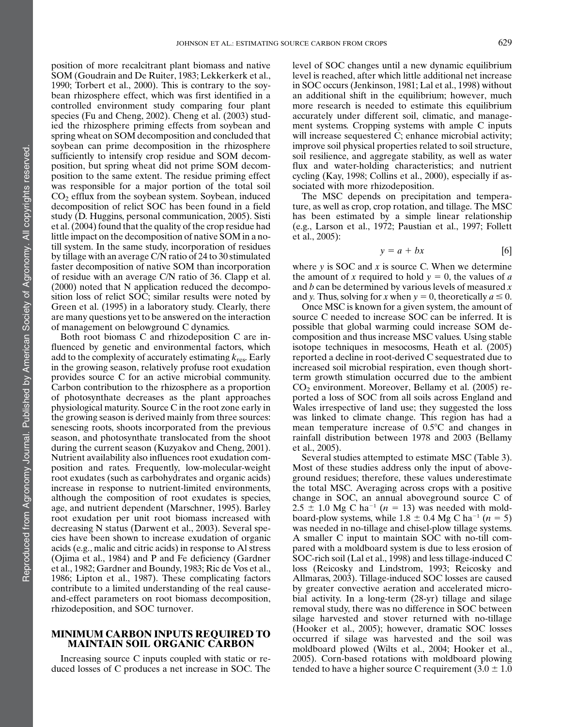position of more recalcitrant plant biomass and native SOM (Goudrain and De Ruiter, 1983; Lekkerkerk et al., 1990; Torbert et al., 2000). This is contrary to the soybean rhizosphere effect, which was first identified in a controlled environment study comparing four plant species (Fu and Cheng, 2002). Cheng et al. (2003) studied the rhizosphere priming effects from soybean and spring wheat on SOM decomposition and concluded that soybean can prime decomposition in the rhizosphere sufficiently to intensify crop residue and SOM decomposition, but spring wheat did not prime SOM decomposition to the same extent. The residue priming effect was responsible for a major portion of the total soil $CO_2$ efflux from the soybean system. Soybean, induced decomposition of relict SOC has been found in a field study (D. Huggins, personal communication, 2005). Sisti et al. (2004) found that the quality of the crop residue had little impact on the decomposition of native SOM in a no-till system. In the same study, incorporation of residues by tillage with an average C/N ratio of 24 to 30 stimulated faster decomposition of native SOM than incorporation of residue with an average C/N ratio of 36. Clapp et al. (2000) noted that N application reduced the decomposition loss of relict SOC; similar results were noted by Green et al. (1995) in a laboratory study. Clearly, there are many questions yet to be answered on the interaction of management on belowground C dynamics.

Both root biomass C and rhizodeposition C are influenced by genetic and environmental factors, which add to the complexity of accurately estimating $k_{res}$. Early in the growing season, relatively profuse root exudation provides source C for an active microbial community. Carbon contribution to the rhizosphere as a proportion of photosynthate decreases as the plant approaches physiological maturity. Source C in the root zone early in the growing season is derived mainly from three sources: senescing roots, shoots incorporated from the previous season, and photosynthate translocated from the shoot during the current season (Kuzyakov and Cheng, 2001). Nutrient availability also influences root exudation composition and rates. Frequently, low-molecular-weight root exudates (such as carbohydrates and organic acids) increase in response to nutrient-limited environments, although the composition of root exudates is species, age, and nutrient dependent (Marschner, 1995). Barley root exudation per unit root biomass increased with decreasing N status (Darwent et al., 2003). Several species have been shown to increase exudation of organic acids (e.g., malic and citric acids) in response to Al stress (Ojima et al., 1984) and P and Fe deficiency (Gardner et al., 1982; Gardner and Boundy, 1983; Ric de Vos et al., 1986; Lipton et al., 1987). These complicating factors contribute to a limited understanding of the real cause-and-effect parameters on root biomass decomposition, rhizodeposition, and SOC turnover.

## MINIMUM CARBON INPUTS REQUIRED TO MAINTAIN SOIL ORGANIC CARBON

Increasing source C inputs coupled with static or reduced losses of C produces a net increase in SOC. The level of SOC changes until a new dynamic equilibrium level is reached, after which little additional net increase in SOC occurs (Jenkinson, 1981; Lal et al., 1998) without an additional shift in the equilibrium; however, much more research is needed to estimate this equilibrium accurately under different soil, climatic, and management systems. Cropping systems with ample C inputs will increase sequestered C; enhance microbial activity; improve soil physical properties related to soil structure, soil resilience, and aggregate stability, as well as water flux and water-holding characteristics; and nutrient cycling (Kay, 1998; Collins et al., 2000), especially if associated with more rhizodeposition.

The MSC depends on precipitation and temperature, as well as crop, crop rotation, and tillage. The MSC has been estimated by a simple linear relationship (e.g., Larson et al., 1972; Paustian et al., 1997; Follett et al., 2005):

$$y = a + bx \qquad [6]$$

where $y$ is SOC and $x$ is source C. When we determine the amount of $x$ required to hold $y = 0$, the values of $a$ and $b$ can be determined by various levels of measured $x$ and $y$. Thus, solving for $x$ when $y = 0$, theoretically $a \leq 0$.

Once MSC is known for a given system, the amount of source C needed to increase SOC can be inferred. It is possible that global warming could increase SOM decomposition and thus increase MSC values. Using stable isotope techniques in mesocosms, Heath et al. (2005) reported a decline in root-derived C sequestrated due to increased soil microbial respiration, even though short-term growth stimulation occurred due to the ambient $CO_2$ environment. Moreover, Bellamy et al. (2005) reported a loss of SOC from all soils across England and Wales irrespective of land use; they suggested the loss was linked to climate change. This region has had a mean temperature increase of 0.5°C and changes in rainfall distribution between 1978 and 2003 (Bellamy et al., 2005).

Several studies attempted to estimate MSC (Table 3). Most of these studies address only the input of aboveground residues; therefore, these values underestimate the total MSC. Averaging across crops with a positive change in SOC, an annual aboveground source C of $2.5 \pm 1.0$ Mg C ha$^{-1}$ ($n = 13$) was needed with moldboard-plow systems, while $1.8 \pm 0.4$ Mg C ha$^{-1}$ ($n = 5$) was needed in no-tillage and chisel-plow tillage systems. A smaller C input to maintain SOC with no-till compared with a moldboard system is due to less erosion of SOC-rich soil (Lal et al., 1998) and less tillage-induced C loss (Reicosky and Lindstrom, 1993; Reicosky and Allmaras, 2003). Tillage-induced SOC losses are caused by greater convective aeration and accelerated microbial activity. In a long-term (28-yr) tillage and silage removal study, there was no difference in SOC between silage harvested and stover returned with no-tillage (Hooker et al., 2005); however, dramatic SOC losses occurred if silage was harvested and the soil was moldboard plowed (Wilts et al., 2004; Hooker et al., 2005). Corn-based rotations with moldboard plowing tended to have a higher source C requirement ($3.0 \pm 1.0$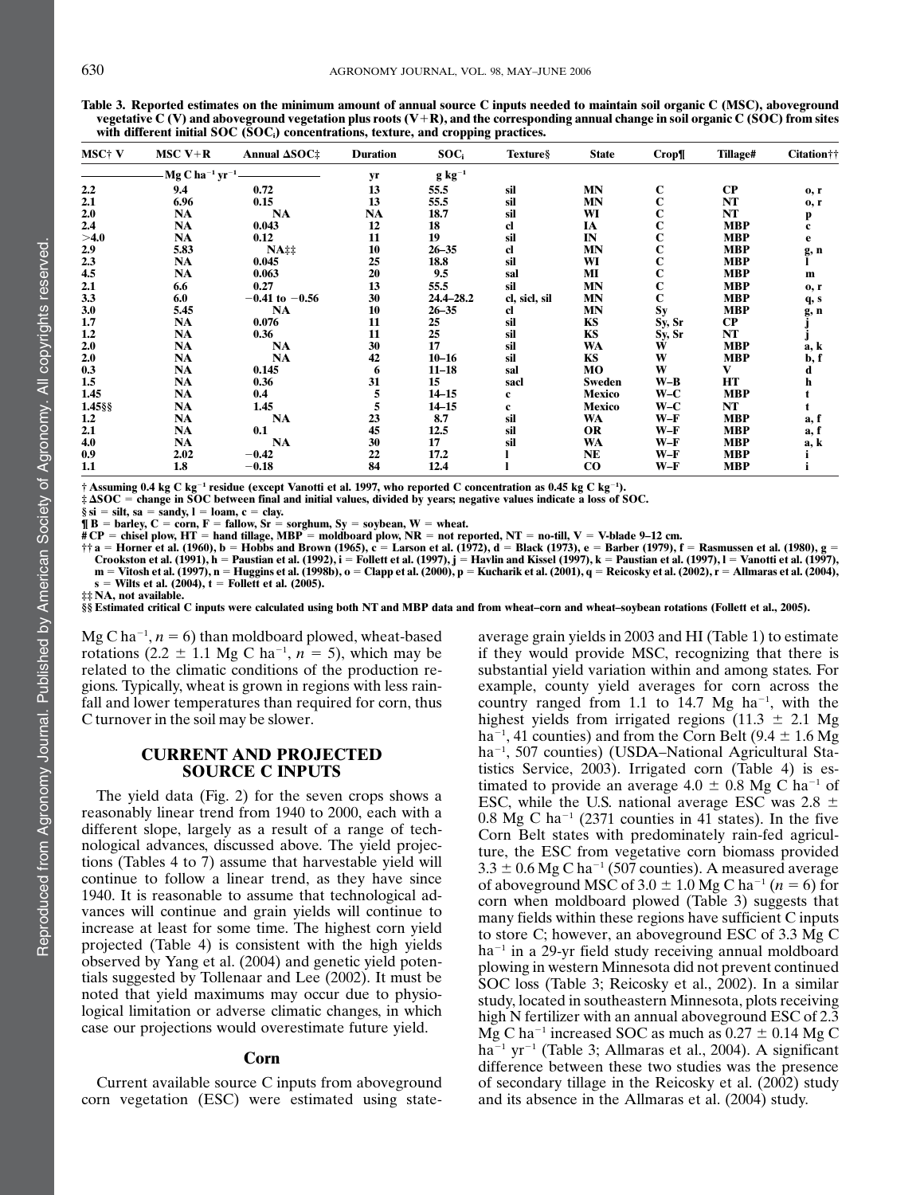**Table 3. Reported estimates on the minimum amount of annual source C inputs needed to maintain soil organic C (MSC), aboveground vegetative C (V) and aboveground vegetation plus roots (V+R), and the corresponding annual change in soil organic C (SOC) from sites with different initial SOC ($SOC_i$) concentrations, texture, and cropping practices.**

| MSC† V | MSC V+R | Annual ΔSOC‡ | Duration | $SOC_i$ | Texture§ | State | Crop¶ | Tillage# | Citation†† |
|---|---|---|---|---|---|---|---|---|---|
| Mg C ha$^{-1}$ yr$^{-1}$ | | | yr | g kg$^{-1}$ | | | | | |
| 2.2 | 9.4 | 0.72 | 13 | 55.5 | sil | MN | C | CP | o, r |
| 2.1 | 6.96 | 0.15 | 13 | 55.5 | sil | MN | C | NT | o, r |
| 2.0 | NA | NA | NA | 18.7 | sil | WI | C | NT | p |
| 2.4 | NA | 0.043 | 12 | 18 | cl | IA | C | MBP | c |
| >4.0 | NA | 0.12 | 11 | 19 | sil | IN | C | MBP | e |
| 2.9 | 5.83 | NA‡‡ | 10 | 26–35 | cl | MN | C | MBP | g, n |
| 2.3 | NA | 0.045 | 25 | 18.8 | sil | WI | C | MBP | l |
| 4.5 | NA | 0.063 | 20 | 9.5 | sal | MI | C | MBP | m |
| 2.1 | 6.6 | 0.27 | 13 | 55.5 | sil | MN | C | MBP | o, r |
| 3.3 | 6.0 | −0.41 to −0.56 | 30 | 24.4–28.2 | cl, sicl, sil | MN | C | MBP | q, s |
| 3.0 | 5.45 | NA | 10 | 26–35 | cl | MN | Sy | MBP | g, n |
| 1.7 | NA | 0.076 | 11 | 25 | sil | KS | Sy, Sr | CP | j |
| 1.2 | NA | 0.36 | 11 | 25 | sil | KS | Sy, Sr | NT | j |
| 2.0 | NA | NA | 30 | 17 | sil | WA | W | MBP | a, k |
| 2.0 | NA | NA | 42 | 10–16 | sil | KS | W | MBP | b, f |
| 0.3 | NA | 0.145 | 6 | 11–18 | sal | MO | W | V | d |
| 1.5 | NA | 0.36 | 31 | 15 | sacl | Sweden | W–B | HT | h |
| 1.45 | NA | 0.4 | 5 | 14–15 | c | Mexico | W–C | MBP | t |
| 1.45§§ | NA | 1.45 | 5 | 14–15 | c | Mexico | W–C | NT | t |
| 1.2 | NA | NA | 23 | 8.7 | sil | WA | W–F | MBP | a, f |
| 2.1 | NA | 0.1 | 45 | 12.5 | sil | OR | W–F | MBP | a, f |
| 4.0 | NA | NA | 30 | 17 | sil | WA | W–F | MBP | a, k |
| 0.9 | 2.02 | −0.42 | 22 | 17.2 | l | NE | W–F | MBP | i |
| 1.1 | 1.8 | −0.18 | 84 | 12.4 | l | CO | W–F | MBP | i |

† Assuming 0.4 kg C kg$^{-1}$ residue (except Vanotti et al. 1997, who reported C concentration as 0.45 kg C kg$^{-1}$).
‡ ΔSOC = change in SOC between final and initial values, divided by years; negative values indicate a loss of SOC.
§ si = silt, sa = sandy, l = loam, c = clay.
¶ B = barley, C = corn, F = fallow, Sr = sorghum, Sy = soybean, W = wheat.
# CP = chisel plow, HT = hand tillage, MBP = moldboard plow, NR = not reported, NT = no-till, V = V-blade 9–12 cm.
†† a = Horner et al. (1960), b = Hobbs and Brown (1965), c = Larson et al. (1972), d = Black (1973), e = Barber (1979), f = Rasmussen et al. (1980), g = Crookston et al. (1991), h = Paustian et al. (1992), i = Follett et al. (1997), j = Havlin and Kissel (1997), k = Paustian et al. (1997), l = Vanotti et al. (1997), m = Vitosh et al. (1997), n = Huggins et al. (1998b), o = Clapp et al. (2000), p = Kucharik et al. (2001), q = Reicosky et al. (2002), r = Allmaras et al. (2004), s = Wilts et al. (2004), t = Follett et al. (2005).
‡‡ NA, not available.
§§ Estimated critical C inputs were calculated using both NT and MBP data and from wheat–corn and wheat–soybean rotations (Follett et al., 2005).

Mg C ha$^{-1}$, $n = 6$) than moldboard plowed, wheat-based rotations ($2.2 \pm 1.1$ Mg C ha$^{-1}$, $n = 5$), which may be related to the climatic conditions of the production regions. Typically, wheat is grown in regions with less rainfall and lower temperatures than required for corn, thus C turnover in the soil may be slower.

## CURRENT AND PROJECTED SOURCE C INPUTS

The yield data (Fig. 2) for the seven crops shows a reasonably linear trend from 1940 to 2000, each with a different slope, largely as a result of a range of technological advances, discussed above. The yield projections (Tables 4 to 7) assume that harvestable yield will continue to follow a linear trend, as they have since 1940. It is reasonable to assume that technological advances will continue and grain yields will continue to increase at least for some time. The highest corn yield projected (Table 4) is consistent with the high yields observed by Yang et al. (2004) and genetic yield potentials suggested by Tollenaar and Lee (2002). It must be noted that yield maximums may occur due to physiological limitation or adverse climatic changes, in which case our projections would overestimate future yield.

### Corn

Current available source C inputs from aboveground corn vegetation (ESC) were estimated using state-average grain yields in 2003 and HI (Table 1) to estimate if they would provide MSC, recognizing that there is substantial yield variation within and among states. For example, county yield averages for corn across the country ranged from 1.1 to 14.7 Mg ha$^{-1}$, with the highest yields from irrigated regions ($11.3 \pm 2.1$ Mg ha$^{-1}$, 41 counties) and from the Corn Belt ($9.4 \pm 1.6$ Mg ha$^{-1}$, 507 counties) (USDA–National Agricultural Statistics Service, 2003). Irrigated corn (Table 4) is estimated to provide an average $4.0 \pm 0.8$ Mg C ha$^{-1}$ of ESC, while the U.S. national average ESC was $2.8 \pm 0.8$ Mg C ha$^{-1}$ (2371 counties in 41 states). In the five Corn Belt states with predominately rain-fed agriculture, the ESC from vegetative corn biomass provided $3.3 \pm 0.6$ Mg C ha$^{-1}$ (507 counties). A measured average of aboveground MSC of $3.0 \pm 1.0$ Mg C ha$^{-1}$ ($n = 6$) for corn when moldboard plowed (Table 3) suggests that many fields within these regions have sufficient C inputs to store C; however, an aboveground ESC of 3.3 Mg C ha$^{-1}$ in a 29-yr field study receiving annual moldboard plowing in western Minnesota did not prevent continued SOC loss (Table 3; Reicosky et al., 2002). In a similar study, located in southeastern Minnesota, plots receiving high N fertilizer with an annual aboveground ESC of 2.3 Mg C ha$^{-1}$ increased SOC as much as $0.27 \pm 0.14$ Mg C ha$^{-1}$ yr$^{-1}$ (Table 3; Allmaras et al., 2004). A significant difference between these two studies was the presence of secondary tillage in the Reicosky et al. (2002) study and its absence in the Allmaras et al. (2004) study.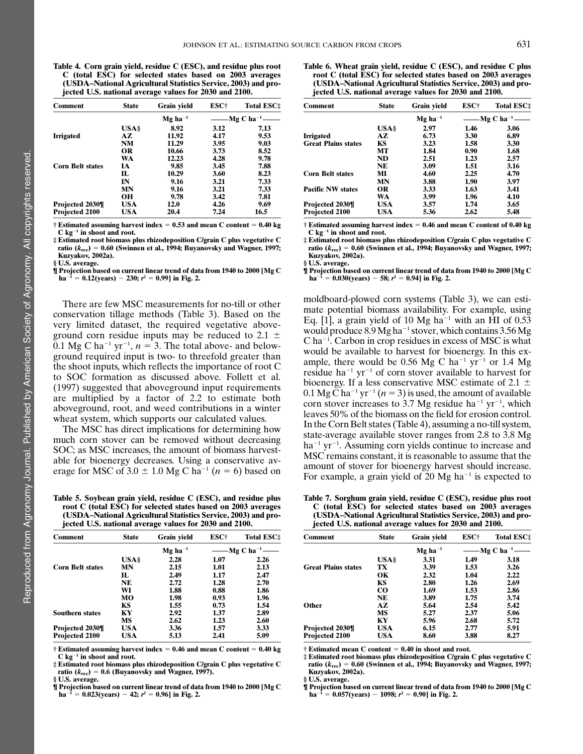**Table 4. Corn grain yield, residue C (ESC), and residue plus root C (total ESC) for selected states based on 2003 averages (USDA–National Agricultural Statistics Service, 2003) and projected U.S. national average values for 2030 and 2100.**

| Comment | State | Grain yield | ESC† | Total ESC‡ |
|---|---|---|---|---|
| | | $Mg\ ha^{-1}$ | $Mg\ C\ ha^{-1}$ | |
| | USA§ | 8.92 | 3.12 | 7.13 |
| Irrigated | AZ | 11.92 | 4.17 | 9.53 |
| | NM | 11.29 | 3.95 | 9.03 |
| | OR | 10.66 | 3.73 | 8.52 |
| | WA | 12.23 | 4.28 | 9.78 |
| Corn Belt states | IA | 9.85 | 3.45 | 7.88 |
| | IL | 10.29 | 3.60 | 8.23 |
| | IN | 9.16 | 3.21 | 7.33 |
| | MN | 9.16 | 3.21 | 7.33 |
| | OH | 9.78 | 3.42 | 7.81 |
| Projected 2030¶ | USA | 12.0 | 4.26 | 9.69 |
| Projected 2100 | USA | 20.4 | 7.24 | 16.5 |

† Estimated assuming harvest index = 0.53 and mean C content = 0.40 kg C $kg^{-1}$ in shoot and root.
‡ Estimated root biomass plus rhizodeposition C/grain C plus vegetative C ratio ($k_{rec}$) = 0.60 (Swinnen et al., 1994; Buyanovsky and Wagner, 1997; Kuzyakov, 2002a).
§ U.S. average.
¶ Projection based on current linear trend of data from 1940 to 2000 [Mg C $ha^{-1}$ = 0.12(years) − 230; $r^2$ = 0.99] in Fig. 2.

There are few MSC measurements for no-till or other conservation tillage methods (Table 3). Based on the very limited dataset, the required vegetative aboveground corn residue inputs may be reduced to 2.1 ± 0.1 Mg C $ha^{-1}$ $yr^{-1}$, $n$ = 3. The total above- and belowground required input is two- to threefold greater than the shoot inputs, which reflects the importance of root C to SOC formation as discussed above. Follett et al. (1997) suggested that aboveground input requirements are multiplied by a factor of 2.2 to estimate both aboveground, root, and weed contributions in a winter wheat system, which supports our calculated values.

The MSC has direct implications for determining how much corn stover can be removed without decreasing SOC; as MSC increases, the amount of biomass harvestable for bioenergy decreases. Using a conservative average for MSC of 3.0 ± 1.0 Mg C $ha^{-1}$ ($n$ = 6) based on moldboard-plowed corn systems (Table 3), we can estimate potential biomass availability. For example, using Eq. [1], a grain yield of 10 Mg $ha^{-1}$ with an HI of 0.53 would produce 8.9 Mg $ha^{-1}$ stover, which contains 3.56 Mg C $ha^{-1}$. Carbon in crop residues in excess of MSC is what would be available to harvest for bioenergy. In this example, there would be 0.56 Mg C $ha^{-1}$ $yr^{-1}$ or 1.4 Mg residue $ha^{-1}$ $yr^{-1}$ of corn stover available to harvest for bioenergy. If a less conservative MSC estimate of 2.1 ± 0.1 Mg C $ha^{-1}$ $yr^{-1}$ ($n$ = 3) is used, the amount of available corn stover increases to 3.7 Mg residue $ha^{-1}$ $yr^{-1}$, which leaves 50% of the biomass on the field for erosion control. In the Corn Belt states (Table 4), assuming a no-till system, state-average available stover ranges from 2.8 to 3.8 Mg $ha^{-1}$ $yr^{-1}$. Assuming corn yields continue to increase and MSC remains constant, it is reasonable to assume that the amount of stover for bioenergy harvest should increase. For example, a grain yield of 20 Mg $ha^{-1}$ is expected to

**Table 5. Soybean grain yield, residue C (ESC), and residue plus root C (total ESC) for selected states based on 2003 averages (USDA–National Agricultural Statistics Service, 2003) and projected U.S. national average values for 2030 and 2100.**

| Comment | State | Grain yield | ESC† | Total ESC‡ |
|---|---|---|---|---|
| | | $Mg\ ha^{-1}$ | $Mg\ C\ ha^{-1}$ | |
| | USA§ | 2.28 | 1.07 | 2.26 |
| Corn Belt states | MN | 2.15 | 1.01 | 2.13 |
| | IL | 2.49 | 1.17 | 2.47 |
| | NE | 2.72 | 1.28 | 2.70 |
| | WI | 1.88 | 0.88 | 1.86 |
| | MO | 1.98 | 0.93 | 1.96 |
| | KS | 1.55 | 0.73 | 1.54 |
| Southern states | KY | 2.92 | 1.37 | 2.89 |
| | MS | 2.62 | 1.23 | 2.60 |
| Projected 2030¶ | USA | 3.36 | 1.57 | 3.33 |
| Projected 2100 | USA | 5.13 | 2.41 | 5.09 |

† Estimated assuming harvest index = 0.46 and mean C content = 0.40 kg C $kg^{-1}$ in shoot and root.
‡ Estimated root biomass plus rhizodeposition C/grain C plus vegetative C ratio ($k_{rec}$) = 0.6 (Buyanovsky and Wagner, 1997).
§ U.S. average.
¶ Projection based on current linear trend of data from 1940 to 2000 [Mg C $ha^{-1}$ = 0.023(years) − 42; $r^2$ = 0.96] in Fig. 2.

**Table 6. Wheat grain yield, residue C (ESC), and residue C plus root C (total ESC) for selected states based on 2003 averages (USDA–National Agricultural Statistics Service, 2003) and projected U.S. national average values for 2030 and 2100.**

| Comment | State | Grain yield | ESC† | Total ESC‡ |
|---|---|---|---|---|
| | | $Mg\ ha^{-1}$ | $Mg\ C\ ha^{-1}$ | |
| | USA§ | 2.97 | 1.46 | 3.06 |
| Irrigated | AZ | 6.73 | 3.30 | 6.89 |
| Great Plains states | KS | 3.23 | 1.58 | 3.30 |
| | MT | 1.84 | 0.90 | 1.68 |
| | ND | 2.51 | 1.23 | 2.57 |
| | NE | 3.09 | 1.51 | 3.16 |
| Corn Belt states | MI | 4.60 | 2.25 | 4.70 |
| | MN | 3.88 | 1.90 | 3.97 |
| Pacific NW states | OR | 3.33 | 1.63 | 3.41 |
| | WA | 3.99 | 1.96 | 4.10 |
| Projected 2030¶ | USA | 3.57 | 1.74 | 3.65 |
| Projected 2100 | USA | 5.36 | 2.62 | 5.48 |

† Estimated assuming harvest index = 0.46 and mean C content of 0.40 kg C $kg^{-1}$ in shoot and root.
‡ Estimated root biomass plus rhizodeposition C/grain C plus vegetative C ratio ($k_{rec}$) = 0.60 (Swinnen et al., 1994; Buyanovsky and Wagner, 1997; Kuzyakov, 2002a).
§ U.S. average.
¶ Projection based on current linear trend of data from 1940 to 2000 [Mg C $ha^{-1}$ = 0.030(years) − 58; $r^2$ = 0.94] in Fig. 2.

**Table 7. Sorghum grain yield, residue C (ESC), residue plus root C (total ESC) for selected states based on 2003 averages (USDA–National Agricultural Statistics Service, 2003) and projected U.S. national average values for 2030 and 2100.**

| Comment | State | Grain yield | ESC† | Total ESC‡ |
|---|---|---|---|---|
| | | $Mg\ ha^{-1}$ | $Mg\ C\ ha^{-1}$ | |
| | USA§ | 3.31 | 1.49 | 3.18 |
| Great Plains states | TX | 3.39 | 1.53 | 3.26 |
| | OK | 2.32 | 1.04 | 2.22 |
| | KS | 2.80 | 1.26 | 2.69 |
| | CO | 1.69 | 1.53 | 2.86 |
| | NE | 3.89 | 1.75 | 3.74 |
| Other | AZ | 5.64 | 2.54 | 5.42 |
| | MS | 5.27 | 2.37 | 5.06 |
| | KY | 5.96 | 2.68 | 5.72 |
| Projected 2030¶ | USA | 6.15 | 2.77 | 5.91 |
| Projected 2100 | USA | 8.60 | 3.88 | 8.27 |

† Estimated mean C content = 0.40 in shoot and root.
‡ Estimated root biomass plus rhizodeposition C/grain C plus vegetative C ratio ($k_{rec}$) = 0.60 (Swinnen et al., 1994; Buyanovsky and Wagner, 1997; Kuzyakov, 2002a).
§ U.S. average.
¶ Projection based on current linear trend of data from 1940 to 2000 [Mg C $ha^{-1}$ = 0.057(years) − 1098; $r^2$ = 0.90] in Fig. 2.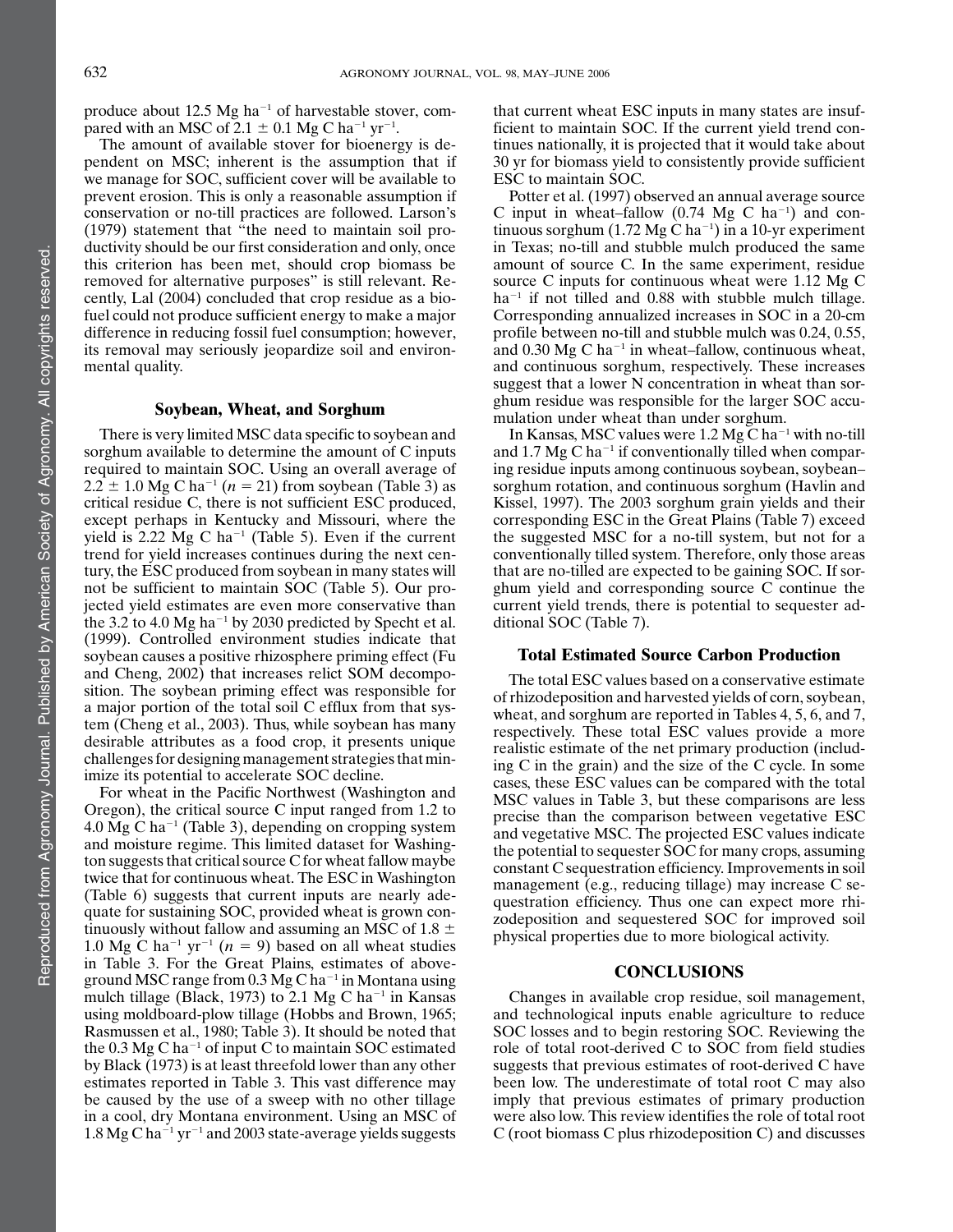produce about 12.5 Mg ha$^{-1}$ of harvestable stover, compared with an MSC of 2.1 ± 0.1 Mg C ha$^{-1}$ yr$^{-1}$.

The amount of available stover for bioenergy is dependent on MSC; inherent is the assumption that if we manage for SOC, sufficient cover will be available to prevent erosion. This is only a reasonable assumption if conservation or no-till practices are followed. Larson's (1979) statement that "the need to maintain soil productivity should be our first consideration and only, once this criterion has been met, should crop biomass be removed for alternative purposes" is still relevant. Recently, Lal (2004) concluded that crop residue as a biofuel could not produce sufficient energy to make a major difference in reducing fossil fuel consumption; however, its removal may seriously jeopardize soil and environmental quality.

## Soybean, Wheat, and Sorghum

There is very limited MSC data specific to soybean and sorghum available to determine the amount of C inputs required to maintain SOC. Using an overall average of 2.2 ± 1.0 Mg C ha$^{-1}$ ($n$ = 21) from soybean (Table 3) as critical residue C, there is not sufficient ESC produced, except perhaps in Kentucky and Missouri, where the yield is 2.22 Mg C ha$^{-1}$ (Table 5). Even if the current trend for yield increases continues during the next century, the ESC produced from soybean in many states will not be sufficient to maintain SOC (Table 5). Our projected yield estimates are even more conservative than the 3.2 to 4.0 Mg ha$^{-1}$ by 2030 predicted by Specht et al. (1999). Controlled environment studies indicate that soybean causes a positive rhizosphere priming effect (Fu and Cheng, 2002) that increases relict SOM decomposition. The soybean priming effect was responsible for a major portion of the total soil C efflux from that system (Cheng et al., 2003). Thus, while soybean has many desirable attributes as a food crop, it presents unique challenges for designing management strategies that minimize its potential to accelerate SOC decline.

For wheat in the Pacific Northwest (Washington and Oregon), the critical source C input ranged from 1.2 to 4.0 Mg C ha$^{-1}$ (Table 3), depending on cropping system and moisture regime. This limited dataset for Washington suggests that critical source C for wheat fallow maybe twice that for continuous wheat. The ESC in Washington (Table 6) suggests that current inputs are nearly adequate for sustaining SOC, provided wheat is grown continuously without fallow and assuming an MSC of 1.8 ± 1.0 Mg C ha$^{-1}$ yr$^{-1}$ ($n$ = 9) based on all wheat studies in Table 3. For the Great Plains, estimates of aboveground MSC range from 0.3 Mg C ha$^{-1}$ in Montana using mulch tillage (Black, 1973) to 2.1 Mg C ha$^{-1}$ in Kansas using moldboard-plow tillage (Hobbs and Brown, 1965; Rasmussen et al., 1980; Table 3). It should be noted that the 0.3 Mg C ha$^{-1}$ of input C to maintain SOC estimated by Black (1973) is at least threefold lower than any other estimates reported in Table 3. This vast difference may be caused by the use of a sweep with no other tillage in a cool, dry Montana environment. Using an MSC of 1.8 Mg C ha$^{-1}$ yr$^{-1}$ and 2003 state-average yields suggests that current wheat ESC inputs in many states are insufficient to maintain SOC. If the current yield trend continues nationally, it is projected that it would take about 30 yr for biomass yield to consistently provide sufficient ESC to maintain SOC.

Potter et al. (1997) observed an annual average source C input in wheat–fallow (0.74 Mg C ha$^{-1}$) and continuous sorghum (1.72 Mg C ha$^{-1}$) in a 10-yr experiment in Texas; no-till and stubble mulch produced the same amount of source C. In the same experiment, residue source C inputs for continuous wheat were 1.12 Mg C ha$^{-1}$ if not tilled and 0.88 with stubble mulch tillage. Corresponding annualized increases in SOC in a 20-cm profile between no-till and stubble mulch was 0.24, 0.55, and 0.30 Mg C ha$^{-1}$ in wheat–fallow, continuous wheat, and continuous sorghum, respectively. These increases suggest that a lower N concentration in wheat than sorghum residue was responsible for the larger SOC accumulation under wheat than under sorghum.

In Kansas, MSC values were 1.2 Mg C ha$^{-1}$ with no-till and 1.7 Mg C ha$^{-1}$ if conventionally tilled when comparing residue inputs among continuous soybean, soybean–sorghum rotation, and continuous sorghum (Havlin and Kissel, 1997). The 2003 sorghum grain yields and their corresponding ESC in the Great Plains (Table 7) exceed the suggested MSC for a no-till system, but not for a conventionally tilled system. Therefore, only those areas that are no-tilled are expected to be gaining SOC. If sorghum yield and corresponding source C continue the current yield trends, there is potential to sequester additional SOC (Table 7).

## Total Estimated Source Carbon Production

The total ESC values based on a conservative estimate of rhizodeposition and harvested yields of corn, soybean, wheat, and sorghum are reported in Tables 4, 5, 6, and 7, respectively. These total ESC values provide a more realistic estimate of the net primary production (including C in the grain) and the size of the C cycle. In some cases, these ESC values can be compared with the total MSC values in Table 3, but these comparisons are less precise than the comparison between vegetative ESC and vegetative MSC. The projected ESC values indicate the potential to sequester SOC for many crops, assuming constant C sequestration efficiency. Improvements in soil management (e.g., reducing tillage) may increase C sequestration efficiency. Thus one can expect more rhizodeposition and sequestered SOC for improved soil physical properties due to more biological activity.

## CONCLUSIONS

Changes in available crop residue, soil management, and technological inputs enable agriculture to reduce SOC losses and to begin restoring SOC. Reviewing the role of total root-derived C to SOC from field studies suggests that previous estimates of root-derived C have been low. The underestimate of total root C may also imply that previous estimates of primary production were also low. This review identifies the role of total root C (root biomass C plus rhizodeposition C) and discusses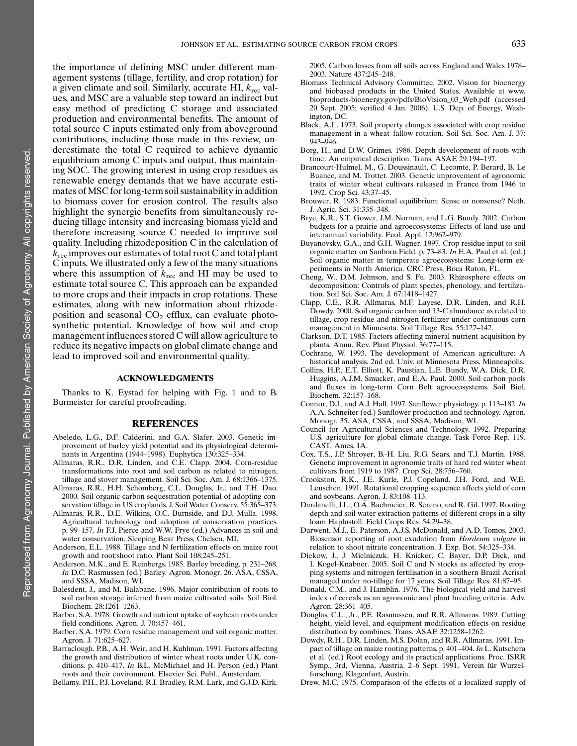the importance of defining MSC under different management systems (tillage, fertility, and crop rotation) for a given climate and soil. Similarly, accurate HI, $k_{rec}$ values, and MSC are a valuable step toward an indirect but easy method of predicting C storage and associated production and environmental benefits. The amount of total source C inputs estimated only from aboveground contributions, including those made in this review, underestimate the total C required to achieve dynamic equilibrium among C inputs and output, thus maintaining SOC. The growing interest in using crop residues as renewable energy demands that we have accurate estimates of MSC for long-term soil sustainability in addition to biomass cover for erosion control. The results also highlight the synergic benefits from simultaneously reducing tillage intensity and increasing biomass yield and therefore increasing source C needed to improve soil quality. Including rhizodeposition C in the calculation of $k_{rec}$ improves our estimates of total root C and total plant C inputs. We illustrated only a few of the many situations where this assumption of $k_{rec}$ and HI may be used to estimate total source C. This approach can be expanded to more crops and their impacts in crop rotations. These estimates, along with new information about rhizodeposition and seasonal $CO_2$ efflux, can evaluate photosynthetic potential. Knowledge of how soil and crop management influences stored C will allow agriculture to reduce its negative impacts on global climate change and lead to improved soil and environmental quality.

## ACKNOWLEDGMENTS

Thanks to K. Eystad for helping with Fig. 1 and to B. Burmeister for careful proofreading.

## REFERENCES

Abeledo, L.G., D.F. Calderini, and G.A. Slafer. 2003. Genetic improvement of barley yield potential and its physiological determinants in Argentina (1944–1998). Euphytica 130:325–334.

Allmaras, R.R., D.R. Linden, and C.E. Clapp. 2004. Corn-residue transformations into root and soil carbon as related to nitrogen, tillage and stover management. Soil Sci. Soc. Am. J. 68:1366–1375.

Allmaras, R.R., H.H. Schomberg, C.L. Douglas, Jr., and T.H. Dao. 2000. Soil organic carbon sequestration potential of adopting conservation tillage in US croplands. J. Soil Water Conserv. 55:365–373.

Allmaras, R.R., D.E. Wilkins, O.C. Burnside, and D.J. Mulla. 1998. Agricultural technology and adoption of conservation practices. p. 99–157. *In* F.J. Pierce and W.W. Frye (ed.) Advances in soil and water conservation. Sleeping Bear Press, Chelsea, MI.

Anderson, E.L. 1988. Tillage and N fertilization effects on maize root growth and root:shoot ratio. Plant Soil 108:245–251.

Anderson, M.K., and E. Reinbergs. 1985. Barley breeding. p. 231–268. *In* D.C. Rasmussen (ed.) Barley. Agron. Monogr. 26. ASA, CSSA, and SSSA, Madison, WI.

Balesdent, J., and M. Balabane. 1996. Major contribution of roots to soil carbon storage inferred from maize cultivated soils. Soil Biol. Biochem. 28:1261–1263.

Barber, S.A. 1978. Growth and nutrient uptake of soybean roots under field conditions. Agron. J. 70:457–461.

Barber, S.A. 1979. Corn residue management and soil organic matter. Agron. J. 71:625–627.

Barraclough, P.B., A.H. Weir, and H. Kuhlman. 1991. Factors affecting the growth and distribution of winter wheat roots under U.K. conditions. p. 410–417. *In* B.L. McMichael and H. Person (ed.) Plant roots and their environment. Elsevier Sci. Publ., Amsterdam.

Bellamy, P.H., P.J. Loveland, R.I. Bradley, R.M. Lark, and G.J.D. Kirk. 2005. Carbon losses from all soils across England and Wales 1978–2003. Nature 437:245–248.

Biomass Technical Advisory Committee. 2002. Vision for bioenergy and biobased products in the United States. Available at www.bioproducts-bioenergy.gov/pdfs/BioVision_03_Web.pdf (accessed 20 Sept. 2005; verified 4 Jan. 2006). U.S. Dep. of Energy, Washington, DC.

Black, A.L. 1973. Soil property changes associated with crop residue management in a wheat–fallow rotation. Soil Sci. Soc. Am. J. 37: 943–946.

Borg, H., and D.W. Grimes. 1986. Depth development of roots with time: An empirical description. Trans. ASAE 29:194–197.

Brancourt-Hulmel, M., G. Doussinault, C. Lecomte, P. Berard, B. Le Buanec, and M. Trottet. 2003. Genetic improvement of agronomic traits of winter wheat cultivars released in France from 1946 to 1992. Crop Sci. 43:37–45.

Brouwer, R. 1983. Functional equilibrium: Sense or nonsense? Neth. J. Agric. Sci. 31:335–348.

Brye, K.R., S.T. Gower, J.M. Norman, and L.G. Bundy. 2002. Carbon budgets for a prairie and agroecosystems: Effects of land use and interannual variability. Ecol. Appl. 12:962–979.

Buyanovsky, G.A., and G.H. Wagner. 1997. Crop residue input to soil organic matter on Sanborn Field. p. 73–83. *In* E.A. Paul et al. (ed.) Soil organic matter in temperate agroecosystems: Long-term experiments in North America. CRC Press, Boca Raton, FL.

Cheng, W., D.M. Johnson, and S. Fu. 2003. Rhizosphere effects on decomposition: Controls of plant species, phenology, and fertilization. Soil Sci. Soc. Am. J. 67:1418–1427.

Clapp, C.E., R.R. Allmaras, M.F. Layese, D.R. Linden, and R.H. Dowdy. 2000. Soil organic carbon and 13-C abundance as related to tillage, crop residue and nitrogen fertilizer under continuous corn management in Minnesota. Soil Tillage Res. 55:127–142.

Clarkson, D.T. 1985. Factors affecting mineral nutrient acquisition by plants. Annu. Rev. Plant Physiol. 36:77–115.

Cochrane, W. 1993. The development of American agriculture: A historical analysis. 2nd ed. Univ. of Minnesota Press, Minneapolis.

Collins, H.P., E.T. Elliott, K. Paustian, L.E. Bundy, W.A. Dick, D.R. Huggins, A.J.M. Smucker, and E.A. Paul. 2000. Soil carbon pools and fluxes in long-term Corn Belt agroecosystems. Soil Biol. Biochem. 32:157–168.

Connor, D.J., and A.J. Hall. 1997. Sunflower physiology. p. 113–182. *In* A.A. Schneiter (ed.) Sunflower production and technology. Agron. Monogr. 35. ASA, CSSA, and SSSA, Madison, WI.

Council for Agricultural Sciences and Technology. 1992. Preparing U.S. agriculture for global climate change. Task Force Rep. 119. CAST, Ames, IA.

Cox, T.S., J.P. Shroyer, B.-H. Liu, R.G. Sears, and T.J. Martin. 1988. Genetic improvement in agronomic traits of hard red winter wheat cultivars from 1919 to 1987. Crop Sci. 28:756–760.

Crookston, R.K., J.E. Kurle, P.J. Copeland, J.H. Ford, and W.E. Leuschen. 1991. Rotational cropping sequence affects yield of corn and soybeans. Agron. J. 83:108–113.

Dardanelli, J.L., O.A. Bachmeier, R. Sereno, and R. Gil. 1997. Rooting depth and soil water extraction patterns of different crops in a silty loam Haplustoll. Field Crops Res. 54:29–38.

Darwent, M.J., E. Paterson, A.J.S. McDonald, and A.D. Tomos. 2003. Biosensor reporting of root exudation from *Hordeum vulgare* in relation to shoot nitrate concentration. J. Exp. Bot. 54:325–334.

Diekow, J., J. Mielniczuk, H. Knicker, C. Bayer, D.P. Dick, and I. Kogel-Knabner. 2005. Soil C and N stocks as affected by cropping systems and nitrogen fertilisation in a southern Brazil Acrisol managed under no-tillage for 17 years. Soil Tillage Res. 81:87–95.

Donald, C.M., and J. Hamblin. 1976. The biological yield and harvest index of cereals as an agronomic and plant breeding criteria. Adv. Agron. 28:361–405.

Douglas, C.L., Jr., P.E. Rasmussen, and R.R. Allmaras. 1989. Cutting height, yield level, and equipment modification effects on residue distribution by combines. Trans. ASAE 32:1258–1262.

Dowdy, R.H., D.R. Linden, M.S. Dolan, and R.R. Allmaras. 1991. Impact of tillage on maize rooting patterns. p. 401–404. *In* L. Kutschera et al. (ed.) Root ecology and its practical applications. Proc. ISRR Symp., 3rd, Vienna, Austria. 2–6 Sept. 1991. Verein für Wurzelforschung, Klagenfurt, Austria.

Drew, M.C. 1975. Comparison of the effects of a localized supply of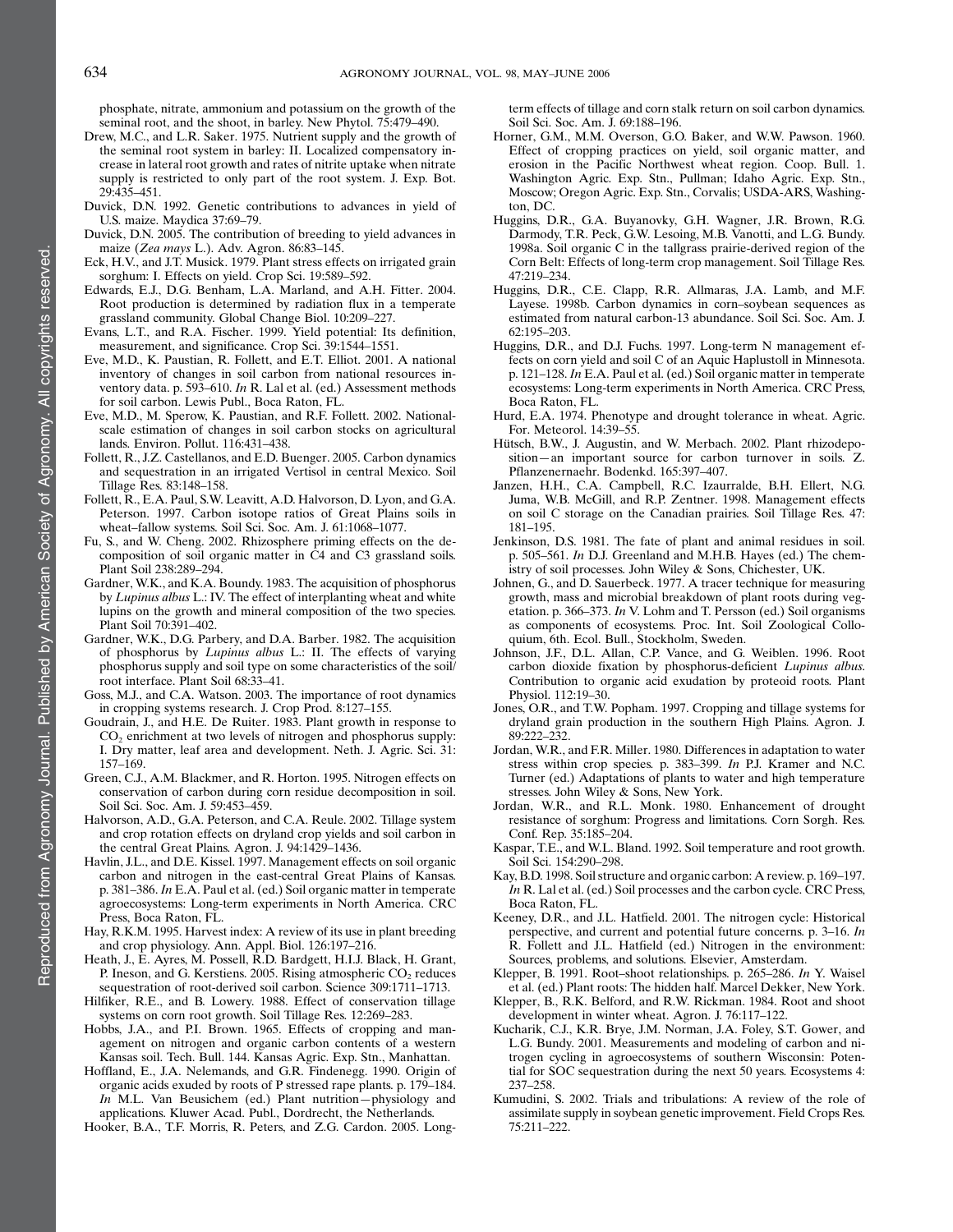phosphate, nitrate, ammonium and potassium on the growth of the seminal root, and the shoot, in barley. New Phytol. 75:479–490.

Drew, M.C., and L.R. Saker. 1975. Nutrient supply and the growth of the seminal root system in barley: II. Localized compensatory increase in lateral root growth and rates of nitrite uptake when nitrate supply is restricted to only part of the root system. J. Exp. Bot. 29:435–451.

Duvick, D.N. 1992. Genetic contributions to advances in yield of U.S. maize. Maydica 37:69–79.

Duvick, D.N. 2005. The contribution of breeding to yield advances in maize (*Zea mays* L.). Adv. Agron. 86:83–145.

Eck, H.V., and J.T. Musick. 1979. Plant stress effects on irrigated grain sorghum: I. Effects on yield. Crop Sci. 19:589–592.

Edwards, E.J., D.G. Benham, L.A. Marland, and A.H. Fitter. 2004. Root production is determined by radiation flux in a temperate grassland community. Global Change Biol. 10:209–227.

Evans, L.T., and R.A. Fischer. 1999. Yield potential: Its definition, measurement, and significance. Crop Sci. 39:1544–1551.

Eve, M.D., K. Paustian, R. Follett, and E.T. Elliot. 2001. A national inventory of changes in soil carbon from national resources inventory data. p. 593–610. *In* R. Lal et al. (ed.) Assessment methods for soil carbon. Lewis Publ., Boca Raton, FL.

Eve, M.D., M. Sperow, K. Paustian, and R.F. Follett. 2002. National-scale estimation of changes in soil carbon stocks on agricultural lands. Environ. Pollut. 116:431–438.

Follett, R., J.Z. Castellanos, and E.D. Buenger. 2005. Carbon dynamics and sequestration in an irrigated Vertisol in central Mexico. Soil Tillage Res. 83:148–158.

Follett, R., E.A. Paul, S.W. Leavitt, A.D. Halvorson, D. Lyon, and G.A. Peterson. 1997. Carbon isotope ratios of Great Plains soils in wheat–fallow systems. Soil Sci. Soc. Am. J. 61:1068–1077.

Fu, S., and W. Cheng. 2002. Rhizosphere priming effects on the decomposition of soil organic matter in C4 and C3 grassland soils. Plant Soil 238:289–294.

Gardner, W.K., and K.A. Boundy. 1983. The acquisition of phosphorus by *Lupinus albus* L.: IV. The effect of interplanting wheat and white lupins on the growth and mineral composition of the two species. Plant Soil 70:391–402.

Gardner, W.K., D.G. Parbery, and D.A. Barber. 1982. The acquisition of phosphorus by *Lupinus albus* L.: II. The effects of varying phosphorus supply and soil type on some characteristics of the soil/root interface. Plant Soil 68:33–41.

Goss, M.J., and C.A. Watson. 2003. The importance of root dynamics in cropping systems research. J. Crop Prod. 8:127–155.

Goudrain, J., and H.E. De Ruiter. 1983. Plant growth in response to $CO_2$ enrichment at two levels of nitrogen and phosphorus supply: I. Dry matter, leaf area and development. Neth. J. Agric. Sci. 31: 157–169.

Green, C.J., A.M. Blackmer, and R. Horton. 1995. Nitrogen effects on conservation of carbon during corn residue decomposition in soil. Soil Sci. Soc. Am. J. 59:453–459.

Halvorson, A.D., G.A. Peterson, and C.A. Reule. 2002. Tillage system and crop rotation effects on dryland crop yields and soil carbon in the central Great Plains. Agron. J. 94:1429–1436.

Havlin, J.L., and D.E. Kissel. 1997. Management effects on soil organic carbon and nitrogen in the east-central Great Plains of Kansas. p. 381–386. *In* E.A. Paul et al. (ed.) Soil organic matter in temperate agroecosystems: Long-term experiments in North America. CRC Press, Boca Raton, FL.

Hay, R.K.M. 1995. Harvest index: A review of its use in plant breeding and crop physiology. Ann. Appl. Biol. 126:197–216.

Heath, J., E. Ayres, M. Possell, R.D. Bardgett, H.I.J. Black, H. Grant, P. Ineson, and G. Kerstiens. 2005. Rising atmospheric $CO_2$ reduces sequestration of root-derived soil carbon. Science 309:1711–1713.

Hilfiker, R.E., and B. Lowery. 1988. Effect of conservation tillage systems on corn root growth. Soil Tillage Res. 12:269–283.

Hobbs, J.A., and P.I. Brown. 1965. Effects of cropping and management on nitrogen and organic carbon contents of a western Kansas soil. Tech. Bull. 144. Kansas Agric. Exp. Stn., Manhattan.

Hoffland, E., J.A. Nelemands, and G.R. Findenegg. 1990. Origin of organic acids exuded by roots of P stressed rape plants. p. 179–184. *In* M.L. Van Beusichem (ed.) Plant nutrition—physiology and applications. Kluwer Acad. Publ., Dordrecht, the Netherlands.

Hooker, B.A., T.F. Morris, R. Peters, and Z.G. Cardon. 2005. Long-term effects of tillage and corn stalk return on soil carbon dynamics. Soil Sci. Soc. Am. J. 69:188–196.

Horner, G.M., M.M. Overson, G.O. Baker, and W.W. Pawson. 1960. Effect of cropping practices on yield, soil organic matter, and erosion in the Pacific Northwest wheat region. Coop. Bull. 1. Washington Agric. Exp. Stn., Pullman; Idaho Agric. Exp. Stn., Moscow; Oregon Agric. Exp. Stn., Corvalis; USDA-ARS, Washington, DC.

Huggins, D.R., G.A. Buyanovky, G.H. Wagner, J.R. Brown, R.G. Darmody, T.R. Peck, G.W. Lesoing, M.B. Vanotti, and L.G. Bundy. 1998a. Soil organic C in the tallgrass prairie-derived region of the Corn Belt: Effects of long-term crop management. Soil Tillage Res. 47:219–234.

Huggins, D.R., C.E. Clapp, R.R. Allmaras, J.A. Lamb, and M.F. Layese. 1998b. Carbon dynamics in corn–soybean sequences as estimated from natural carbon-13 abundance. Soil Sci. Soc. Am. J. 62:195–203.

Huggins, D.R., and D.J. Fuchs. 1997. Long-term N management effects on corn yield and soil C of an Aquic Haplustoll in Minnesota. p. 121–128. *In* E.A. Paul et al. (ed.) Soil organic matter in temperate ecosystems: Long-term experiments in North America. CRC Press, Boca Raton, FL.

Hurd, E.A. 1974. Phenotype and drought tolerance in wheat. Agric. For. Meteorol. 14:39–55.

Hütsch, B.W., J. Augustin, and W. Merbach. 2002. Plant rhizodeposition—an important source for carbon turnover in soils. Z. Pflanzenernaehr. Bodenkd. 165:397–407.

Janzen, H.H., C.A. Campbell, R.C. Izaurralde, B.H. Ellert, N.G. Juma, W.B. McGill, and R.P. Zentner. 1998. Management effects on soil C storage on the Canadian prairies. Soil Tillage Res. 47: 181–195.

Jenkinson, D.S. 1981. The fate of plant and animal residues in soil. p. 505–561. *In* D.J. Greenland and M.H.B. Hayes (ed.) The chemistry of soil processes. John Wiley & Sons, Chichester, UK.

Johnen, G., and D. Sauerbeck. 1977. A tracer technique for measuring growth, mass and microbial breakdown of plant roots during vegetation. p. 366–373. *In* V. Lohm and T. Persson (ed.) Soil organisms as components of ecosystems. Proc. Int. Soil Zoological Colloquium, 6th. Ecol. Bull., Stockholm, Sweden.

Johnson, J.F., D.L. Allan, C.P. Vance, and G. Weiblen. 1996. Root carbon dioxide fixation by phosphorus-deficient *Lupinus albus*. Contribution to organic acid exudation by proteoid roots. Plant Physiol. 112:19–30.

Jones, O.R., and T.W. Popham. 1997. Cropping and tillage systems for dryland grain production in the southern High Plains. Agron. J. 89:222–232.

Jordan, W.R., and F.R. Miller. 1980. Differences in adaptation to water stress within crop species. p. 383–399. *In* P.J. Kramer and N.C. Turner (ed.) Adaptations of plants to water and high temperature stresses. John Wiley & Sons, New York.

Jordan, W.R., and R.L. Monk. 1980. Enhancement of drought resistance of sorghum: Progress and limitations. Corn Sorgh. Res. Conf. Rep. 35:185–204.

Kaspar, T.E., and W.L. Bland. 1992. Soil temperature and root growth. Soil Sci. 154:290–298.

Kay, B.D. 1998. Soil structure and organic carbon: A review. p. 169–197. *In* R. Lal et al. (ed.) Soil processes and the carbon cycle. CRC Press, Boca Raton, FL.

Keeney, D.R., and J.L. Hatfield. 2001. The nitrogen cycle: Historical perspective, and current and potential future concerns. p. 3–16. *In* R. Follett and J.L. Hatfield (ed.) Nitrogen in the environment: Sources, problems, and solutions. Elsevier, Amsterdam.

Klepper, B. 1991. Root–shoot relationships. p. 265–286. *In* Y. Waisel et al. (ed.) Plant roots: The hidden half. Marcel Dekker, New York.

Klepper, B., R.K. Belford, and R.W. Rickman. 1984. Root and shoot development in winter wheat. Agron. J. 76:117–122.

Kucharik, C.J., K.R. Brye, J.M. Norman, J.A. Foley, S.T. Gower, and L.G. Bundy. 2001. Measurements and modeling of carbon and nitrogen cycling in agroecosystems of southern Wisconsin: Potential for SOC sequestration during the next 50 years. Ecosystems 4: 237–258.

Kumudini, S. 2002. Trials and tribulations: A review of the role of assimilate supply in soybean genetic improvement. Field Crops Res. 75:211–222.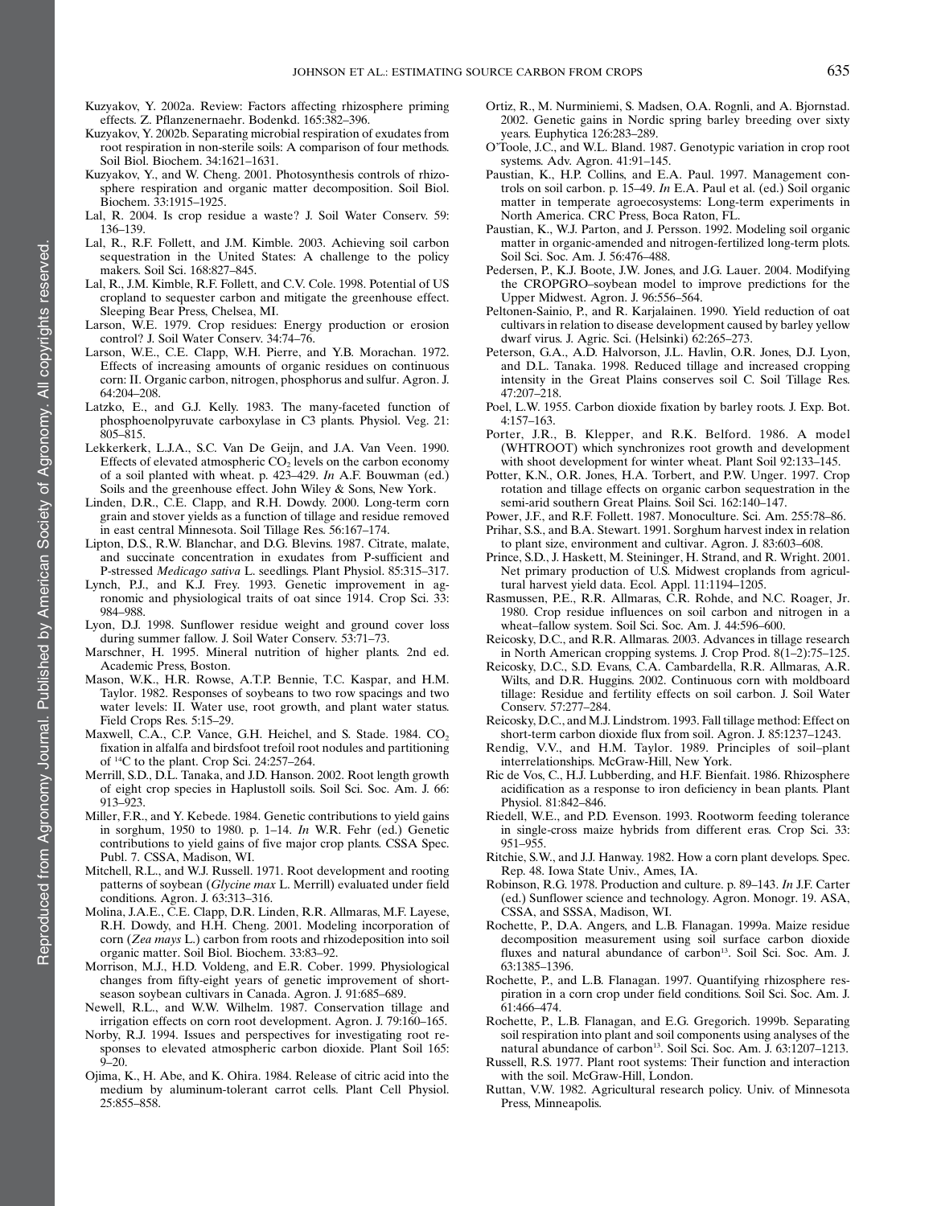Kuzyakov, Y. 2002a. Review: Factors affecting rhizosphere priming effects. Z. Pflanzenernaehr. Bodenkd. 165:382–396.

Kuzyakov, Y. 2002b. Separating microbial respiration of exudates from root respiration in non-sterile soils: A comparison of four methods. Soil Biol. Biochem. 34:1621–1631.

Kuzyakov, Y., and W. Cheng. 2001. Photosynthesis controls of rhizosphere respiration and organic matter decomposition. Soil Biol. Biochem. 33:1915–1925.

Lal, R. 2004. Is crop residue a waste? J. Soil Water Conserv. 59: 136–139.

Lal, R., R.F. Follett, and J.M. Kimble. 2003. Achieving soil carbon sequestration in the United States: A challenge to the policy makers. Soil Sci. 168:827–845.

Lal, R., J.M. Kimble, R.F. Follett, and C.V. Cole. 1998. Potential of US cropland to sequester carbon and mitigate the greenhouse effect. Sleeping Bear Press, Chelsea, MI.

Larson, W.E. 1979. Crop residues: Energy production or erosion control? J. Soil Water Conserv. 34:74–76.

Larson, W.E., C.E. Clapp, W.H. Pierre, and Y.B. Morachan. 1972. Effects of increasing amounts of organic residues on continuous corn: II. Organic carbon, nitrogen, phosphorus and sulfur. Agron. J. 64:204–208.

Latzko, E., and G.J. Kelly. 1983. The many-faceted function of phosphoenolpyruvate carboxylase in C3 plants. Physiol. Veg. 21: 805–815.

Lekkerkerk, L.J.A., S.C. Van De Geijn, and J.A. Van Veen. 1990. Effects of elevated atmospheric $CO_2$ levels on the carbon economy of a soil planted with wheat. p. 423–429. *In* A.F. Bouwman (ed.) Soils and the greenhouse effect. John Wiley & Sons, New York.

Linden, D.R., C.E. Clapp, and R.H. Dowdy. 2000. Long-term corn grain and stover yields as a function of tillage and residue removed in east central Minnesota. Soil Tillage Res. 56:167–174.

Lipton, D.S., R.W. Blanchar, and D.G. Blevins. 1987. Citrate, malate, and succinate concentration in exudates from P-sufficient and P-stressed *Medicago sativa* L. seedlings. Plant Physiol. 85:315–317.

Lynch, P.J., and K.J. Frey. 1993. Genetic improvement in agronomic and physiological traits of oat since 1914. Crop Sci. 33: 984–988.

Lyon, D.J. 1998. Sunflower residue weight and ground cover loss during summer fallow. J. Soil Water Conserv. 53:71–73.

Marschner, H. 1995. Mineral nutrition of higher plants. 2nd ed. Academic Press, Boston.

Mason, W.K., H.R. Rowse, A.T.P. Bennie, T.C. Kaspar, and H.M. Taylor. 1982. Responses of soybeans to two row spacings and two water levels: II. Water use, root growth, and plant water status. Field Crops Res. 5:15–29.

Maxwell, C.A., C.P. Vance, G.H. Heichel, and S. Stade. 1984. $CO_2$ fixation in alfalfa and birdsfoot trefoil root nodules and partitioning of $^{14}C$ to the plant. Crop Sci. 24:257–264.

Merrill, S.D., D.L. Tanaka, and J.D. Hanson. 2002. Root length growth of eight crop species in Haplustoll soils. Soil Sci. Soc. Am. J. 66: 913–923.

Miller, F.R., and Y. Kebede. 1984. Genetic contributions to yield gains in sorghum, 1950 to 1980. p. 1–14. *In* W.R. Fehr (ed.) Genetic contributions to yield gains of five major crop plants. CSSA Spec. Publ. 7. CSSA, Madison, WI.

Mitchell, R.L., and W.J. Russell. 1971. Root development and rooting patterns of soybean (*Glycine max* L. Merrill) evaluated under field conditions. Agron. J. 63:313–316.

Molina, J.A.E., C.E. Clapp, D.R. Linden, R.R. Allmaras, M.F. Layese, R.H. Dowdy, and H.H. Cheng. 2001. Modeling incorporation of corn (*Zea mays* L.) carbon from roots and rhizodeposition into soil organic matter. Soil Biol. Biochem. 33:83–92.

Morrison, M.J., H.D. Voldeng, and E.R. Cober. 1999. Physiological changes from fifty-eight years of genetic improvement of short-season soybean cultivars in Canada. Agron. J. 91:685–689.

Newell, R.L., and W.W. Wilhelm. 1987. Conservation tillage and irrigation effects on corn root development. Agron. J. 79:160–165.

Norby, R.J. 1994. Issues and perspectives for investigating root responses to elevated atmospheric carbon dioxide. Plant Soil 165: 9–20.

Ojima, K., H. Abe, and K. Ohira. 1984. Release of citric acid into the medium by aluminum-tolerant carrot cells. Plant Cell Physiol. 25:855–858.

Ortiz, R., M. Nurminiemi, S. Madsen, O.A. Rognli, and A. Bjornstad. 2002. Genetic gains in Nordic spring barley breeding over sixty years. Euphytica 126:283–289.

O'Toole, J.C., and W.L. Bland. 1987. Genotypic variation in crop root systems. Adv. Agron. 41:91–145.

Paustian, K., H.P. Collins, and E.A. Paul. 1997. Management controls on soil carbon. p. 15–49. *In* E.A. Paul et al. (ed.) Soil organic matter in temperate agroecosystems: Long-term experiments in North America. CRC Press, Boca Raton, FL.

Paustian, K., W.J. Parton, and J. Persson. 1992. Modeling soil organic matter in organic-amended and nitrogen-fertilized long-term plots. Soil Sci. Soc. Am. J. 56:476–488.

Pedersen, P., K.J. Boote, J.W. Jones, and J.G. Lauer. 2004. Modifying the CROPGRO–soybean model to improve predictions for the Upper Midwest. Agron. J. 96:556–564.

Peltonen-Sainio, P., and R. Karjalainen. 1990. Yield reduction of oat cultivars in relation to disease development caused by barley yellow dwarf virus. J. Agric. Sci. (Helsinki) 62:265–273.

Peterson, G.A., A.D. Halvorson, J.L. Havlin, O.R. Jones, D.J. Lyon, and D.L. Tanaka. 1998. Reduced tillage and increased cropping intensity in the Great Plains conserves soil C. Soil Tillage Res. 47:207–218.

Poel, L.W. 1955. Carbon dioxide fixation by barley roots. J. Exp. Bot. 4:157–163.

Porter, J.R., B. Klepper, and R.K. Belford. 1986. A model (WHTROOT) which synchronizes root growth and development with shoot development for winter wheat. Plant Soil 92:133–145.

Potter, K.N., O.R. Jones, H.A. Torbert, and P.W. Unger. 1997. Crop rotation and tillage effects on organic carbon sequestration in the semi-arid southern Great Plains. Soil Sci. 162:140–147.

Power, J.F., and R.F. Follett. 1987. Monoculture. Sci. Am. 255:78–86.

Prihar, S.S., and B.A. Stewart. 1991. Sorghum harvest index in relation to plant size, environment and cultivar. Agron. J. 83:603–608.

Prince, S.D., J. Haskett, M. Steininger, H. Strand, and R. Wright. 2001. Net primary production of U.S. Midwest croplands from agricultural harvest yield data. Ecol. Appl. 11:1194–1205.

Rasmussen, P.E., R.R. Allmaras, C.R. Rohde, and N.C. Roager, Jr. 1980. Crop residue influences on soil carbon and nitrogen in a wheat–fallow system. Soil Sci. Soc. Am. J. 44:596–600.

Reicosky, D.C., and R.R. Allmaras. 2003. Advances in tillage research in North American cropping systems. J. Crop Prod. 8(1–2):75–125.

Reicosky, D.C., S.D. Evans, C.A. Cambardella, R.R. Allmaras, A.R. Wilts, and D.R. Huggins. 2002. Continuous corn with moldboard tillage: Residue and fertility effects on soil carbon. J. Soil Water Conserv. 57:277–284.

Reicosky, D.C., and M.J. Lindstrom. 1993. Fall tillage method: Effect on short-term carbon dioxide flux from soil. Agron. J. 85:1237–1243.

Rendig, V.V., and H.M. Taylor. 1989. Principles of soil–plant interrelationships. McGraw-Hill, New York.

Ric de Vos, C., H.J. Lubberding, and H.F. Bienfait. 1986. Rhizosphere acidification as a response to iron deficiency in bean plants. Plant Physiol. 81:842–846.

Riedell, W.E., and P.D. Evenson. 1993. Rootworm feeding tolerance in single-cross maize hybrids from different eras. Crop Sci. 33: 951–955.

Ritchie, S.W., and J.J. Hanway. 1982. How a corn plant develops. Spec. Rep. 48. Iowa State Univ., Ames, IA.

Robinson, R.G. 1978. Production and culture. p. 89–143. *In* J.F. Carter (ed.) Sunflower science and technology. Agron. Monogr. 19. ASA, CSSA, and SSSA, Madison, WI.

Rochette, P., D.A. Angers, and L.B. Flanagan. 1999a. Maize residue decomposition measurement using soil surface carbon dioxide fluxes and natural abundance of carbon$^{13}$. Soil Sci. Soc. Am. J. 63:1385–1396.

Rochette, P., and L.B. Flanagan. 1997. Quantifying rhizosphere respiration in a corn crop under field conditions. Soil Sci. Soc. Am. J. 61:466–474.

Rochette, P., L.B. Flanagan, and E.G. Gregorich. 1999b. Separating soil respiration into plant and soil components using analyses of the natural abundance of carbon$^{13}$. Soil Sci. Soc. Am. J. 63:1207–1213.

Russell, R.S. 1977. Plant root systems: Their function and interaction with the soil. McGraw-Hill, London.

Ruttan, V.W. 1982. Agricultural research policy. Univ. of Minnesota Press, Minneapolis.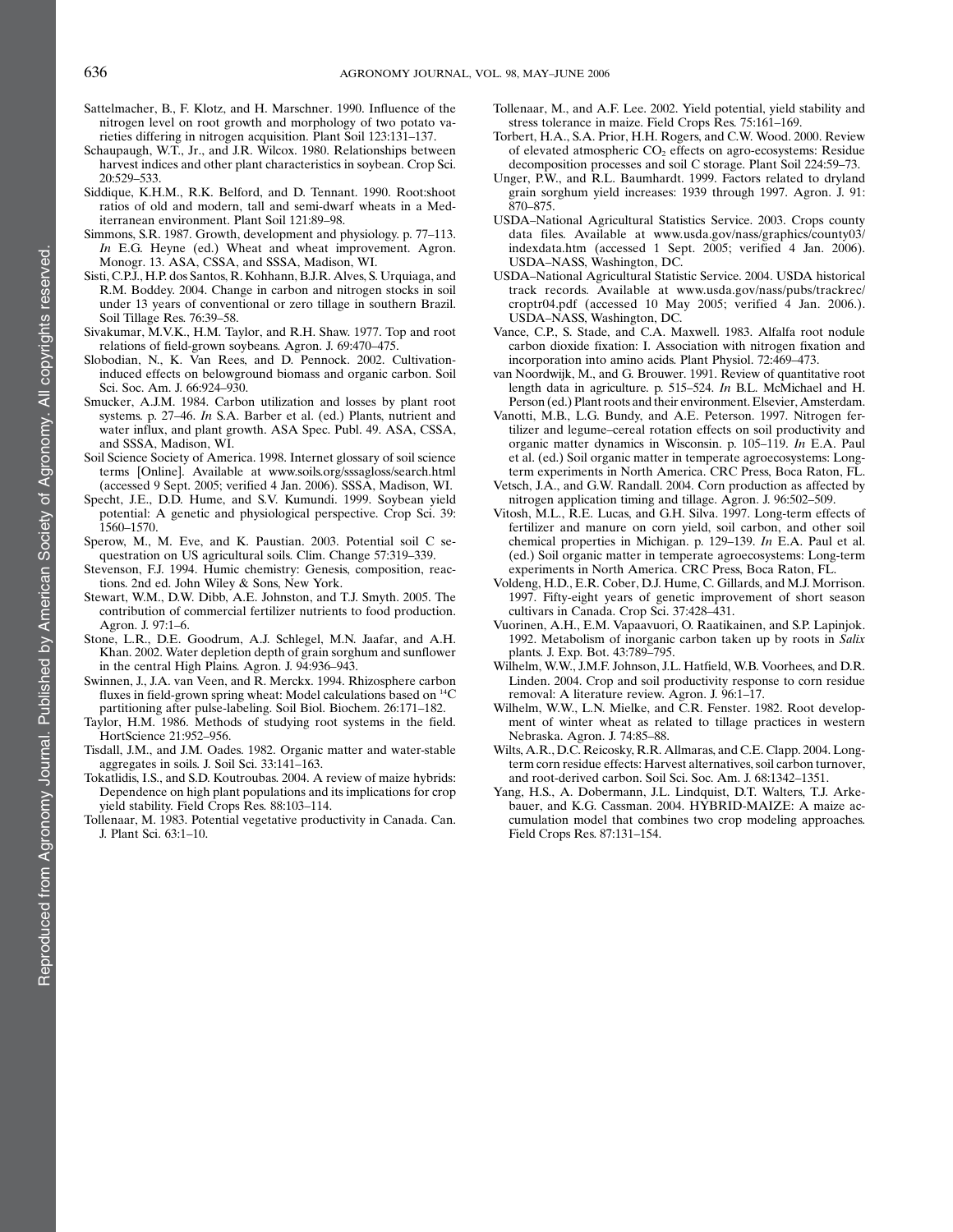Sattelmacher, B., F. Klotz, and H. Marschner. 1990. Influence of the nitrogen level on root growth and morphology of two potato varieties differing in nitrogen acquisition. Plant Soil 123:131–137.

Schaupaugh, W.T., Jr., and J.R. Wilcox. 1980. Relationships between harvest indices and other plant characteristics in soybean. Crop Sci. 20:529–533.

Siddique, K.H.M., R.K. Belford, and D. Tennant. 1990. Root:shoot ratios of old and modern, tall and semi-dwarf wheats in a Mediterranean environment. Plant Soil 121:89–98.

Simmons, S.R. 1987. Growth, development and physiology. p. 77–113. *In* E.G. Heyne (ed.) Wheat and wheat improvement. Agron. Monogr. 13. ASA, CSSA, and SSSA, Madison, WI.

Sisti, C.P.J., H.P. dos Santos, R. Kohhann, B.J.R. Alves, S. Urquiaga, and R.M. Boddey. 2004. Change in carbon and nitrogen stocks in soil under 13 years of conventional or zero tillage in southern Brazil. Soil Tillage Res. 76:39–58.

Sivakumar, M.V.K., H.M. Taylor, and R.H. Shaw. 1977. Top and root relations of field-grown soybeans. Agron. J. 69:470–475.

Slobodian, N., K. Van Rees, and D. Pennock. 2002. Cultivation-induced effects on belowground biomass and organic carbon. Soil Sci. Soc. Am. J. 66:924–930.

Smucker, A.J.M. 1984. Carbon utilization and losses by plant root systems. p. 27–46. *In* S.A. Barber et al. (ed.) Plants, nutrient and water influx, and plant growth. ASA Spec. Publ. 49. ASA, CSSA, and SSSA, Madison, WI.

Soil Science Society of America. 1998. Internet glossary of soil science terms [Online]. Available at www.soils.org/sssagloss/search.html (accessed 9 Sept. 2005; verified 4 Jan. 2006). SSSA, Madison, WI.

Specht, J.E., D.D. Hume, and S.V. Kumundi. 1999. Soybean yield potential: A genetic and physiological perspective. Crop Sci. 39: 1560–1570.

Sperow, M., M. Eve, and K. Paustian. 2003. Potential soil C sequestration on US agricultural soils. Clim. Change 57:319–339.

Stevenson, F.J. 1994. Humic chemistry: Genesis, composition, reactions. 2nd ed. John Wiley & Sons, New York.

Stewart, W.M., D.W. Dibb, A.E. Johnston, and T.J. Smyth. 2005. The contribution of commercial fertilizer nutrients to food production. Agron. J. 97:1–6.

Stone, L.R., D.E. Goodrum, A.J. Schlegel, M.N. Jaafar, and A.H. Khan. 2002. Water depletion depth of grain sorghum and sunflower in the central High Plains. Agron. J. 94:936–943.

Swinnen, J., J.A. van Veen, and R. Merckx. 1994. Rhizosphere carbon fluxes in field-grown spring wheat: Model calculations based on $^{14}C$ partitioning after pulse-labeling. Soil Biol. Biochem. 26:171–182.

Taylor, H.M. 1986. Methods of studying root systems in the field. HortScience 21:952–956.

Tisdall, J.M., and J.M. Oades. 1982. Organic matter and water-stable aggregates in soils. J. Soil Sci. 33:141–163.

Tokatlidis, I.S., and S.D. Koutroubas. 2004. A review of maize hybrids: Dependence on high plant populations and its implications for crop yield stability. Field Crops Res. 88:103–114.

Tollenaar, M. 1983. Potential vegetative productivity in Canada. Can. J. Plant Sci. 63:1–10.

Tollenaar, M., and A.F. Lee. 2002. Yield potential, yield stability and stress tolerance in maize. Field Crops Res. 75:161–169.

Torbert, H.A., S.A. Prior, H.H. Rogers, and C.W. Wood. 2000. Review of elevated atmospheric $CO_2$ effects on agro-ecosystems: Residue decomposition processes and soil C storage. Plant Soil 224:59–73.

Unger, P.W., and R.L. Baumhardt. 1999. Factors related to dryland grain sorghum yield increases: 1939 through 1997. Agron. J. 91: 870–875.

USDA–National Agricultural Statistics Service. 2003. Crops county data files. Available at www.usda.gov/nass/graphics/county03/indexdata.htm (accessed 1 Sept. 2005; verified 4 Jan. 2006). USDA–NASS, Washington, DC.

USDA–National Agricultural Statistic Service. 2004. USDA historical track records. Available at www.usda.gov/nass/pubs/trackrec/croptr04.pdf (accessed 10 May 2005; verified 4 Jan. 2006.). USDA–NASS, Washington, DC.

Vance, C.P., S. Stade, and C.A. Maxwell. 1983. Alfalfa root nodule carbon dioxide fixation: I. Association with nitrogen fixation and incorporation into amino acids. Plant Physiol. 72:469–473.

van Noordwijk, M., and G. Brouwer. 1991. Review of quantitative root length data in agriculture. p. 515–524. *In* B.L. McMichael and H. Person (ed.) Plant roots and their environment. Elsevier, Amsterdam.

Vanotti, M.B., L.G. Bundy, and A.E. Peterson. 1997. Nitrogen fertilizer and legume–cereal rotation effects on soil productivity and organic matter dynamics in Wisconsin. p. 105–119. *In* E.A. Paul et al. (ed.) Soil organic matter in temperate agroecosystems: Long-term experiments in North America. CRC Press, Boca Raton, FL.

Vetsch, J.A., and G.W. Randall. 2004. Corn production as affected by nitrogen application timing and tillage. Agron. J. 96:502–509.

Vitosh, M.L., R.E. Lucas, and G.H. Silva. 1997. Long-term effects of fertilizer and manure on corn yield, soil carbon, and other soil chemical properties in Michigan. p. 129–139. *In* E.A. Paul et al. (ed.) Soil organic matter in temperate agroecosystems: Long-term experiments in North America. CRC Press, Boca Raton, FL.

Voldeng, H.D., E.R. Cober, D.J. Hume, C. Gillards, and M.J. Morrison. 1997. Fifty-eight years of genetic improvement of short season cultivars in Canada. Crop Sci. 37:428–431.

Vuorinen, A.H., E.M. Vapaavuori, O. Raatikainen, and S.P. Lapinjok. 1992. Metabolism of inorganic carbon taken up by roots in *Salix* plants. J. Exp. Bot. 43:789–795.

Wilhelm, W.W., J.M.F. Johnson, J.L. Hatfield, W.B. Voorhees, and D.R. Linden. 2004. Crop and soil productivity response to corn residue removal: A literature review. Agron. J. 96:1–17.

Wilhelm, W.W., L.N. Mielke, and C.R. Fenster. 1982. Root development of winter wheat as related to tillage practices in western Nebraska. Agron. J. 74:85–88.

Wilts, A.R., D.C. Reicosky, R.R. Allmaras, and C.E. Clapp. 2004. Long-term corn residue effects: Harvest alternatives, soil carbon turnover, and root-derived carbon. Soil Sci. Soc. Am. J. 68:1342–1351.

Yang, H.S., A. Dobermann, J.L. Lindquist, D.T. Walters, T.J. Arkebauer, and K.G. Cassman. 2004. HYBRID-MAIZE: A maize accumulation model that combines two crop modeling approaches. Field Crops Res. 87:131–154.